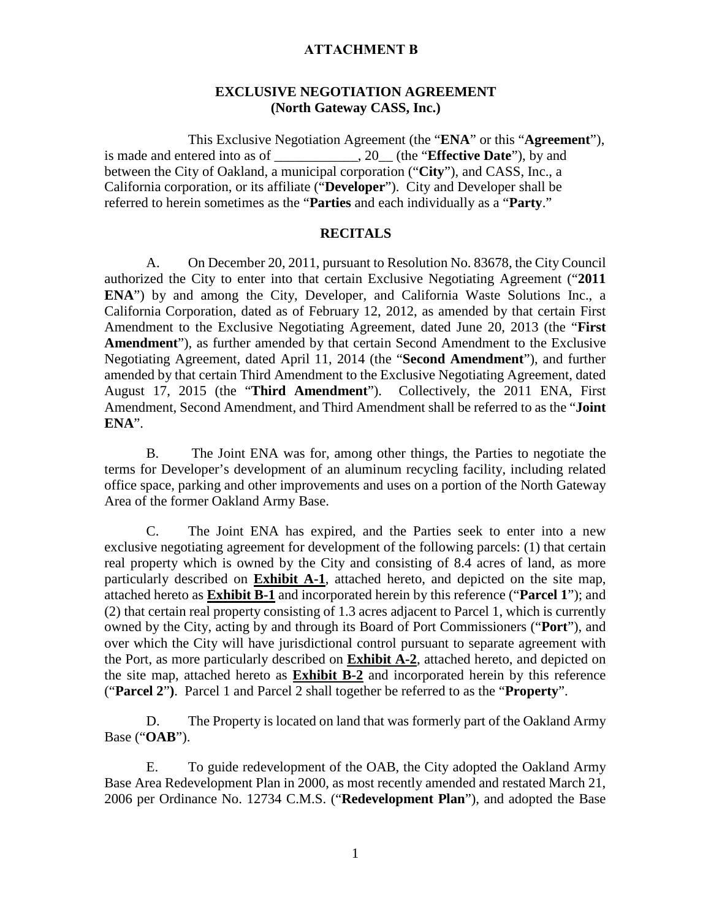**ATTACHMENT B**

**EXCLUSIVE NEGOTIATION AGREEMENT**
**(North Gateway CASS, Inc.)**

This Exclusive Negotiation Agreement (the "**ENA**" or this "**Agreement**"), is made and entered into as of ____________, 20__ (the "**Effective Date**"), by and between the City of Oakland, a municipal corporation ("**City**"), and CASS, Inc., a California corporation, or its affiliate ("**Developer**"). City and Developer shall be referred to herein sometimes as the "**Parties** and each individually as a "**Party**."

**RECITALS**

A. On December 20, 2011, pursuant to Resolution No. 83678, the City Council authorized the City to enter into that certain Exclusive Negotiating Agreement ("**2011 ENA**") by and among the City, Developer, and California Waste Solutions Inc., a California Corporation, dated as of February 12, 2012, as amended by that certain First Amendment to the Exclusive Negotiating Agreement, dated June 20, 2013 (the "**First Amendment**"), as further amended by that certain Second Amendment to the Exclusive Negotiating Agreement, dated April 11, 2014 (the "**Second Amendment**"), and further amended by that certain Third Amendment to the Exclusive Negotiating Agreement, dated August 17, 2015 (the "**Third Amendment**"). Collectively, the 2011 ENA, First Amendment, Second Amendment, and Third Amendment shall be referred to as the "**Joint ENA**".

B. The Joint ENA was for, among other things, the Parties to negotiate the terms for Developer's development of an aluminum recycling facility, including related office space, parking and other improvements and uses on a portion of the North Gateway Area of the former Oakland Army Base.

C. The Joint ENA has expired, and the Parties seek to enter into a new exclusive negotiating agreement for development of the following parcels: (1) that certain real property which is owned by the City and consisting of 8.4 acres of land, as more particularly described on **Exhibit A-1**, attached hereto, and depicted on the site map, attached hereto as **Exhibit B-1** and incorporated herein by this reference ("**Parcel 1**"); and (2) that certain real property consisting of 1.3 acres adjacent to Parcel 1, which is currently owned by the City, acting by and through its Board of Port Commissioners ("**Port**"), and over which the City will have jurisdictional control pursuant to separate agreement with the Port, as more particularly described on **Exhibit A-2**, attached hereto, and depicted on the site map, attached hereto as **Exhibit B-2** and incorporated herein by this reference ("**Parcel 2**"**)**. Parcel 1 and Parcel 2 shall together be referred to as the "**Property**".

D. The Property is located on land that was formerly part of the Oakland Army Base ("**OAB**").

E. To guide redevelopment of the OAB, the City adopted the Oakland Army Base Area Redevelopment Plan in 2000, as most recently amended and restated March 21, 2006 per Ordinance No. 12734 C.M.S. ("**Redevelopment Plan**"), and adopted the Base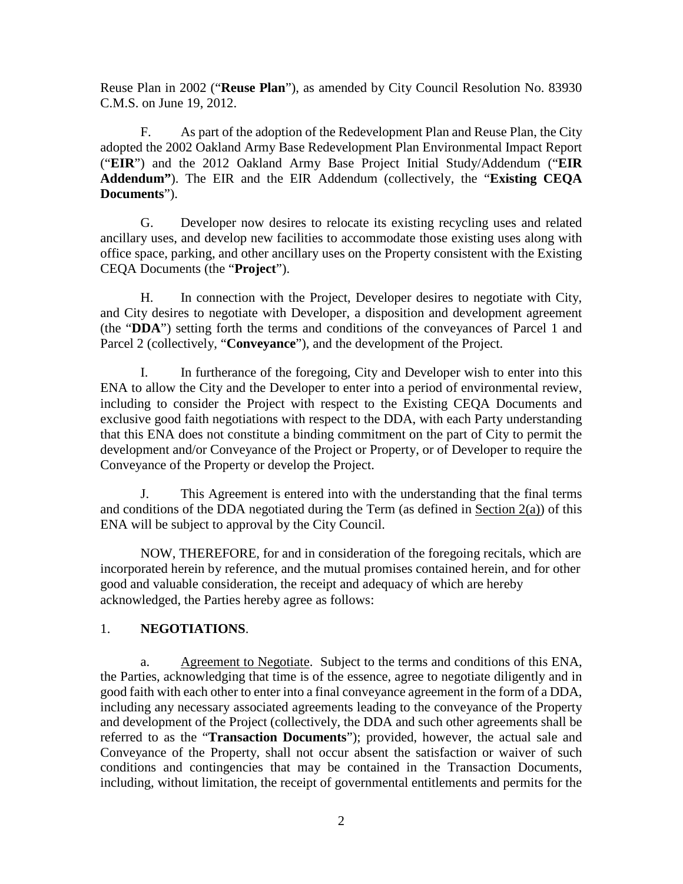Reuse Plan in 2002 ("**Reuse Plan**"), as amended by City Council Resolution No. 83930 C.M.S. on June 19, 2012.

F. As part of the adoption of the Redevelopment Plan and Reuse Plan, the City adopted the 2002 Oakland Army Base Redevelopment Plan Environmental Impact Report ("**EIR**") and the 2012 Oakland Army Base Project Initial Study/Addendum ("**EIR Addendum"**). The EIR and the EIR Addendum (collectively, the "**Existing CEQA Documents**").

G. Developer now desires to relocate its existing recycling uses and related ancillary uses, and develop new facilities to accommodate those existing uses along with office space, parking, and other ancillary uses on the Property consistent with the Existing CEQA Documents (the "**Project**").

H. In connection with the Project, Developer desires to negotiate with City, and City desires to negotiate with Developer, a disposition and development agreement (the "**DDA**") setting forth the terms and conditions of the conveyances of Parcel 1 and Parcel 2 (collectively, "**Conveyance**"), and the development of the Project.

I. In furtherance of the foregoing, City and Developer wish to enter into this ENA to allow the City and the Developer to enter into a period of environmental review, including to consider the Project with respect to the Existing CEQA Documents and exclusive good faith negotiations with respect to the DDA, with each Party understanding that this ENA does not constitute a binding commitment on the part of City to permit the development and/or Conveyance of the Project or Property, or of Developer to require the Conveyance of the Property or develop the Project.

J. This Agreement is entered into with the understanding that the final terms and conditions of the DDA negotiated during the Term (as defined in Section 2(a)) of this ENA will be subject to approval by the City Council.

NOW, THEREFORE, for and in consideration of the foregoing recitals, which are incorporated herein by reference, and the mutual promises contained herein, and for other good and valuable consideration, the receipt and adequacy of which are hereby acknowledged, the Parties hereby agree as follows:

1. **NEGOTIATIONS**.

a. Agreement to Negotiate. Subject to the terms and conditions of this ENA, the Parties, acknowledging that time is of the essence, agree to negotiate diligently and in good faith with each other to enter into a final conveyance agreement in the form of a DDA, including any necessary associated agreements leading to the conveyance of the Property and development of the Project (collectively, the DDA and such other agreements shall be referred to as the "**Transaction Documents**"); provided, however, the actual sale and Conveyance of the Property, shall not occur absent the satisfaction or waiver of such conditions and contingencies that may be contained in the Transaction Documents, including, without limitation, the receipt of governmental entitlements and permits for the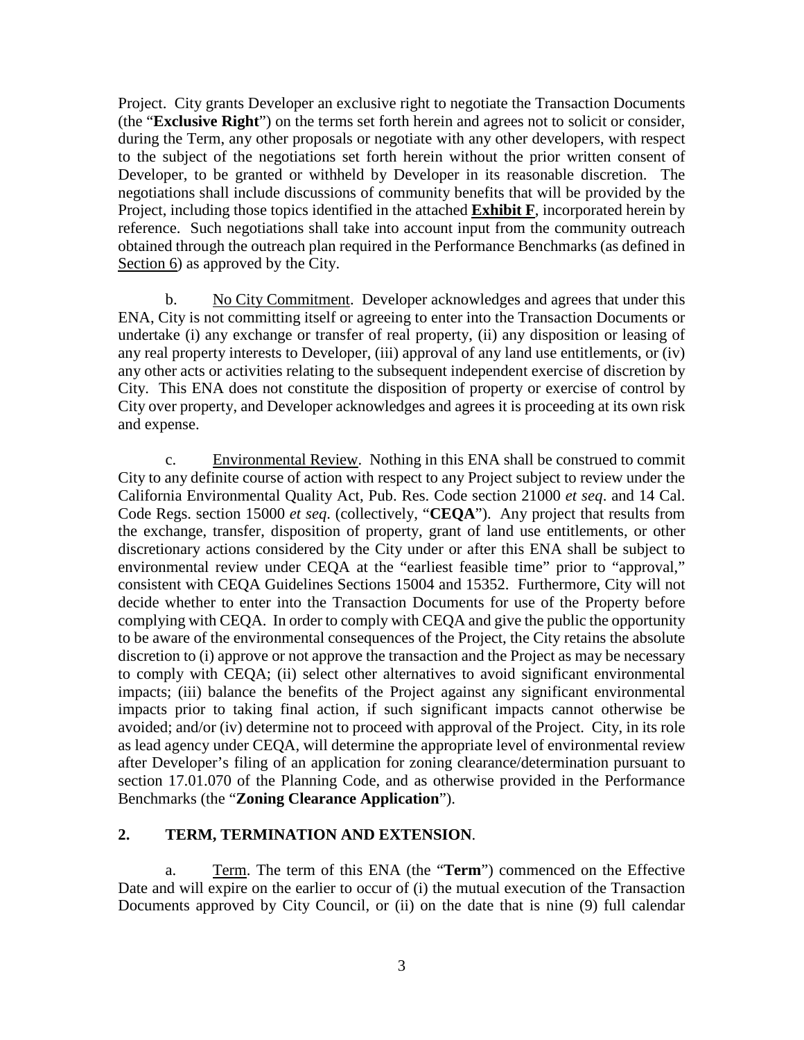Project. City grants Developer an exclusive right to negotiate the Transaction Documents (the "**Exclusive Right**") on the terms set forth herein and agrees not to solicit or consider, during the Term, any other proposals or negotiate with any other developers, with respect to the subject of the negotiations set forth herein without the prior written consent of Developer, to be granted or withheld by Developer in its reasonable discretion. The negotiations shall include discussions of community benefits that will be provided by the Project, including those topics identified in the attached **Exhibit F**, incorporated herein by reference. Such negotiations shall take into account input from the community outreach obtained through the outreach plan required in the Performance Benchmarks (as defined in Section 6) as approved by the City.

b. No City Commitment. Developer acknowledges and agrees that under this ENA, City is not committing itself or agreeing to enter into the Transaction Documents or undertake (i) any exchange or transfer of real property, (ii) any disposition or leasing of any real property interests to Developer, (iii) approval of any land use entitlements, or (iv) any other acts or activities relating to the subsequent independent exercise of discretion by City. This ENA does not constitute the disposition of property or exercise of control by City over property, and Developer acknowledges and agrees it is proceeding at its own risk and expense.

c. Environmental Review. Nothing in this ENA shall be construed to commit City to any definite course of action with respect to any Project subject to review under the California Environmental Quality Act, Pub. Res. Code section 21000 *et seq*. and 14 Cal. Code Regs. section 15000 *et seq.* (collectively, "**CEQA**"). Any project that results from the exchange, transfer, disposition of property, grant of land use entitlements, or other discretionary actions considered by the City under or after this ENA shall be subject to environmental review under CEQA at the "earliest feasible time" prior to "approval," consistent with CEQA Guidelines Sections 15004 and 15352. Furthermore, City will not decide whether to enter into the Transaction Documents for use of the Property before complying with CEQA. In order to comply with CEQA and give the public the opportunity to be aware of the environmental consequences of the Project, the City retains the absolute discretion to (i) approve or not approve the transaction and the Project as may be necessary to comply with CEQA; (ii) select other alternatives to avoid significant environmental impacts; (iii) balance the benefits of the Project against any significant environmental impacts prior to taking final action, if such significant impacts cannot otherwise be avoided; and/or (iv) determine not to proceed with approval of the Project. City, in its role as lead agency under CEQA, will determine the appropriate level of environmental review after Developer's filing of an application for zoning clearance/determination pursuant to section 17.01.070 of the Planning Code, and as otherwise provided in the Performance Benchmarks (the "**Zoning Clearance Application**").

## 2. TERM, TERMINATION AND EXTENSION.

a. Term. The term of this ENA (the "**Term**") commenced on the Effective Date and will expire on the earlier to occur of (i) the mutual execution of the Transaction Documents approved by City Council, or (ii) on the date that is nine (9) full calendar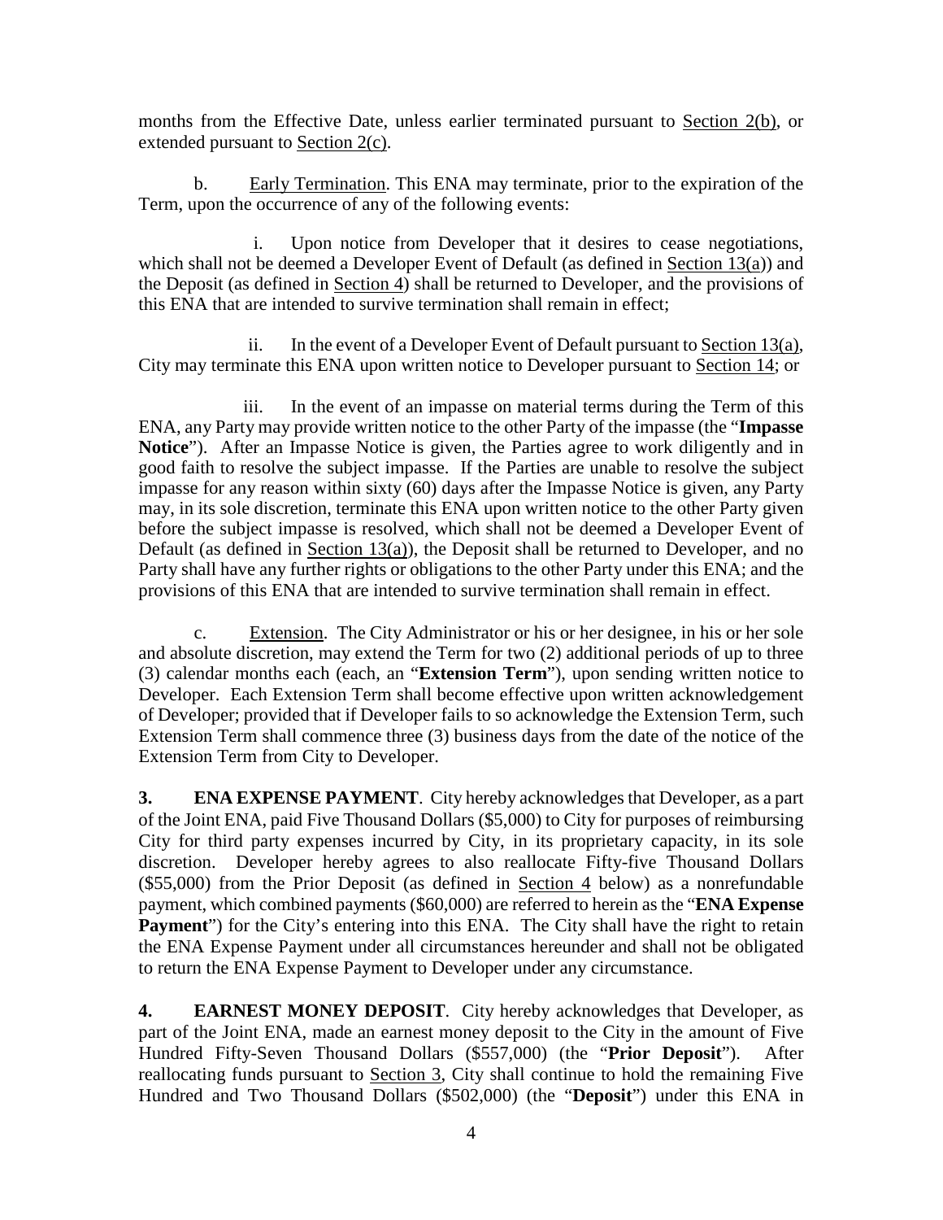months from the Effective Date, unless earlier terminated pursuant to Section 2(b), or extended pursuant to Section 2(c).

b. Early Termination. This ENA may terminate, prior to the expiration of the Term, upon the occurrence of any of the following events:

i. Upon notice from Developer that it desires to cease negotiations, which shall not be deemed a Developer Event of Default (as defined in Section 13(a)) and the Deposit (as defined in Section 4) shall be returned to Developer, and the provisions of this ENA that are intended to survive termination shall remain in effect;

ii. In the event of a Developer Event of Default pursuant to Section 13(a), City may terminate this ENA upon written notice to Developer pursuant to Section 14; or

iii. In the event of an impasse on material terms during the Term of this ENA, any Party may provide written notice to the other Party of the impasse (the "**Impasse Notice**"). After an Impasse Notice is given, the Parties agree to work diligently and in good faith to resolve the subject impasse. If the Parties are unable to resolve the subject impasse for any reason within sixty (60) days after the Impasse Notice is given, any Party may, in its sole discretion, terminate this ENA upon written notice to the other Party given before the subject impasse is resolved, which shall not be deemed a Developer Event of Default (as defined in Section 13(a)), the Deposit shall be returned to Developer, and no Party shall have any further rights or obligations to the other Party under this ENA; and the provisions of this ENA that are intended to survive termination shall remain in effect.

c. Extension. The City Administrator or his or her designee, in his or her sole and absolute discretion, may extend the Term for two (2) additional periods of up to three (3) calendar months each (each, an "**Extension Term**"), upon sending written notice to Developer. Each Extension Term shall become effective upon written acknowledgement of Developer; provided that if Developer fails to so acknowledge the Extension Term, such Extension Term shall commence three (3) business days from the date of the notice of the Extension Term from City to Developer.

**3. ENA EXPENSE PAYMENT**. City hereby acknowledges that Developer, as a part of the Joint ENA, paid Five Thousand Dollars ($5,000) to City for purposes of reimbursing City for third party expenses incurred by City, in its proprietary capacity, in its sole discretion. Developer hereby agrees to also reallocate Fifty-five Thousand Dollars ($55,000) from the Prior Deposit (as defined in Section 4 below) as a nonrefundable payment, which combined payments ($60,000) are referred to herein as the "**ENA Expense Payment**") for the City's entering into this ENA. The City shall have the right to retain the ENA Expense Payment under all circumstances hereunder and shall not be obligated to return the ENA Expense Payment to Developer under any circumstance.

**4. EARNEST MONEY DEPOSIT**. City hereby acknowledges that Developer, as part of the Joint ENA, made an earnest money deposit to the City in the amount of Five Hundred Fifty-Seven Thousand Dollars ($557,000) (the "**Prior Deposit**"). After reallocating funds pursuant to Section 3, City shall continue to hold the remaining Five Hundred and Two Thousand Dollars ($502,000) (the "**Deposit**") under this ENA in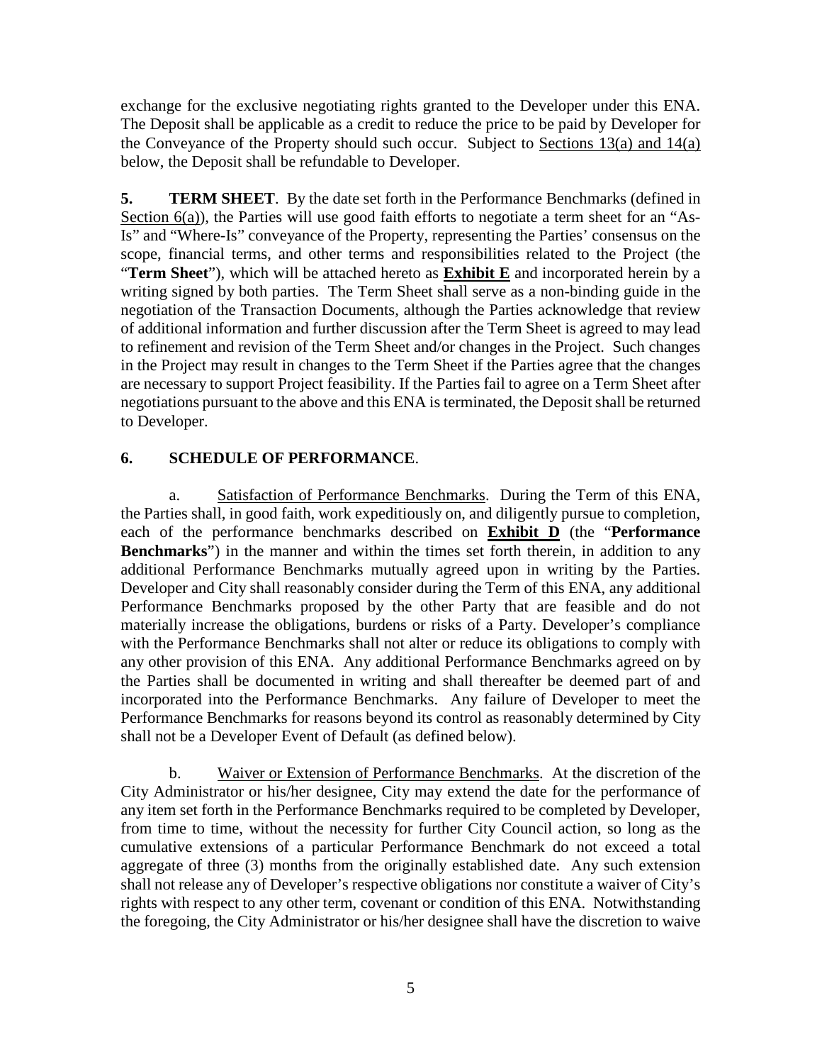exchange for the exclusive negotiating rights granted to the Developer under this ENA. The Deposit shall be applicable as a credit to reduce the price to be paid by Developer for the Conveyance of the Property should such occur. Subject to Sections 13(a) and 14(a) below, the Deposit shall be refundable to Developer.

**5. TERM SHEET**. By the date set forth in the Performance Benchmarks (defined in Section 6(a)), the Parties will use good faith efforts to negotiate a term sheet for an "As-Is" and "Where-Is" conveyance of the Property, representing the Parties' consensus on the scope, financial terms, and other terms and responsibilities related to the Project (the "**Term Sheet**"), which will be attached hereto as **Exhibit E** and incorporated herein by a writing signed by both parties. The Term Sheet shall serve as a non-binding guide in the negotiation of the Transaction Documents, although the Parties acknowledge that review of additional information and further discussion after the Term Sheet is agreed to may lead to refinement and revision of the Term Sheet and/or changes in the Project. Such changes in the Project may result in changes to the Term Sheet if the Parties agree that the changes are necessary to support Project feasibility. If the Parties fail to agree on a Term Sheet after negotiations pursuant to the above and this ENA is terminated, the Deposit shall be returned to Developer.

**6. SCHEDULE OF PERFORMANCE**.

a. Satisfaction of Performance Benchmarks. During the Term of this ENA, the Parties shall, in good faith, work expeditiously on, and diligently pursue to completion, each of the performance benchmarks described on **Exhibit D** (the "**Performance Benchmarks**") in the manner and within the times set forth therein, in addition to any additional Performance Benchmarks mutually agreed upon in writing by the Parties. Developer and City shall reasonably consider during the Term of this ENA, any additional Performance Benchmarks proposed by the other Party that are feasible and do not materially increase the obligations, burdens or risks of a Party. Developer's compliance with the Performance Benchmarks shall not alter or reduce its obligations to comply with any other provision of this ENA. Any additional Performance Benchmarks agreed on by the Parties shall be documented in writing and shall thereafter be deemed part of and incorporated into the Performance Benchmarks. Any failure of Developer to meet the Performance Benchmarks for reasons beyond its control as reasonably determined by City shall not be a Developer Event of Default (as defined below).

b. Waiver or Extension of Performance Benchmarks. At the discretion of the City Administrator or his/her designee, City may extend the date for the performance of any item set forth in the Performance Benchmarks required to be completed by Developer, from time to time, without the necessity for further City Council action, so long as the cumulative extensions of a particular Performance Benchmark do not exceed a total aggregate of three (3) months from the originally established date. Any such extension shall not release any of Developer's respective obligations nor constitute a waiver of City's rights with respect to any other term, covenant or condition of this ENA. Notwithstanding the foregoing, the City Administrator or his/her designee shall have the discretion to waive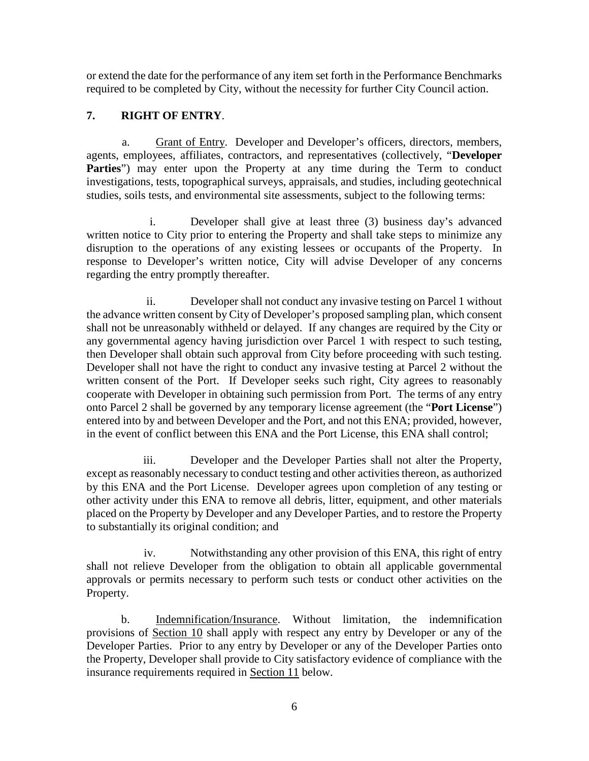or extend the date for the performance of any item set forth in the Performance Benchmarks required to be completed by City, without the necessity for further City Council action.

**7. RIGHT OF ENTRY**.

a. Grant of Entry. Developer and Developer's officers, directors, members, agents, employees, affiliates, contractors, and representatives (collectively, "**Developer Parties**") may enter upon the Property at any time during the Term to conduct investigations, tests, topographical surveys, appraisals, and studies, including geotechnical studies, soils tests, and environmental site assessments, subject to the following terms:

i. Developer shall give at least three (3) business day's advanced written notice to City prior to entering the Property and shall take steps to minimize any disruption to the operations of any existing lessees or occupants of the Property. In response to Developer's written notice, City will advise Developer of any concerns regarding the entry promptly thereafter.

ii. Developer shall not conduct any invasive testing on Parcel 1 without the advance written consent by City of Developer's proposed sampling plan, which consent shall not be unreasonably withheld or delayed. If any changes are required by the City or any governmental agency having jurisdiction over Parcel 1 with respect to such testing, then Developer shall obtain such approval from City before proceeding with such testing. Developer shall not have the right to conduct any invasive testing at Parcel 2 without the written consent of the Port. If Developer seeks such right, City agrees to reasonably cooperate with Developer in obtaining such permission from Port. The terms of any entry onto Parcel 2 shall be governed by any temporary license agreement (the "**Port License**") entered into by and between Developer and the Port, and not this ENA; provided, however, in the event of conflict between this ENA and the Port License, this ENA shall control;

iii. Developer and the Developer Parties shall not alter the Property, except as reasonably necessary to conduct testing and other activities thereon, as authorized by this ENA and the Port License. Developer agrees upon completion of any testing or other activity under this ENA to remove all debris, litter, equipment, and other materials placed on the Property by Developer and any Developer Parties, and to restore the Property to substantially its original condition; and

iv. Notwithstanding any other provision of this ENA, this right of entry shall not relieve Developer from the obligation to obtain all applicable governmental approvals or permits necessary to perform such tests or conduct other activities on the Property.

b. Indemnification/Insurance. Without limitation, the indemnification provisions of Section 10 shall apply with respect any entry by Developer or any of the Developer Parties. Prior to any entry by Developer or any of the Developer Parties onto the Property, Developer shall provide to City satisfactory evidence of compliance with the insurance requirements required in Section 11 below.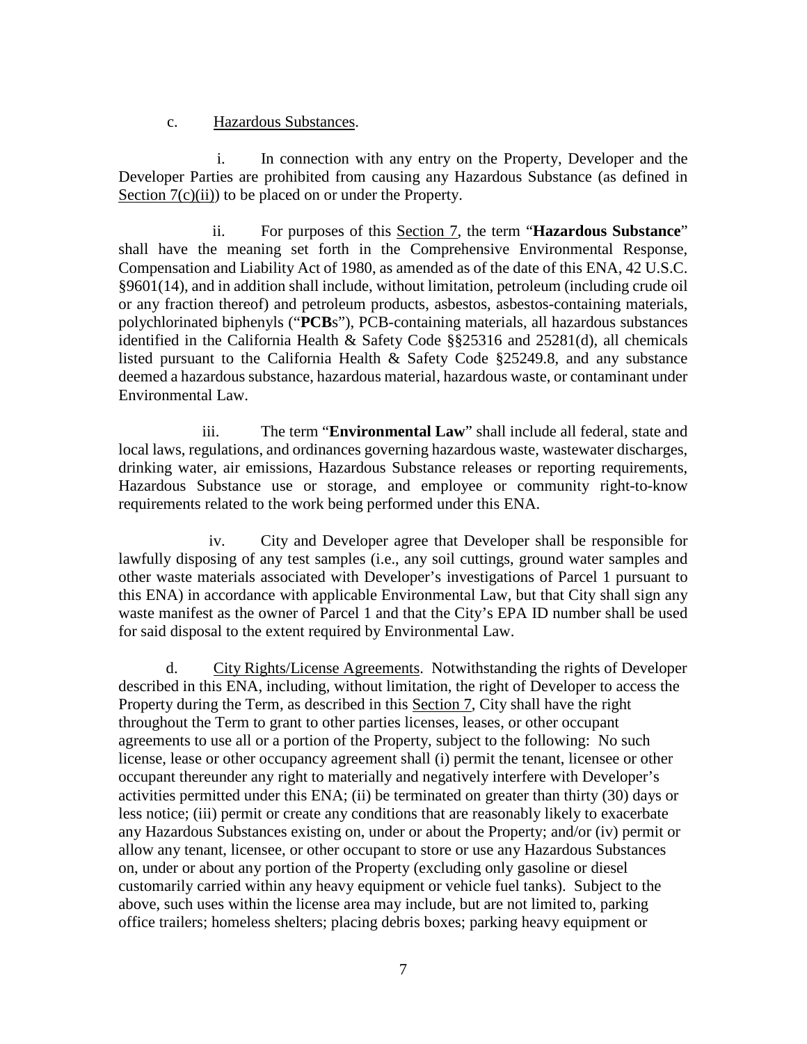c. Hazardous Substances.

i. In connection with any entry on the Property, Developer and the Developer Parties are prohibited from causing any Hazardous Substance (as defined in Section 7(c)(ii)) to be placed on or under the Property.

ii. For purposes of this Section 7, the term "**Hazardous Substance**" shall have the meaning set forth in the Comprehensive Environmental Response, Compensation and Liability Act of 1980, as amended as of the date of this ENA, 42 U.S.C. §9601(14), and in addition shall include, without limitation, petroleum (including crude oil or any fraction thereof) and petroleum products, asbestos, asbestos-containing materials, polychlorinated biphenyls ("**PCB**s"), PCB-containing materials, all hazardous substances identified in the California Health & Safety Code §§25316 and 25281(d), all chemicals listed pursuant to the California Health & Safety Code §25249.8, and any substance deemed a hazardous substance, hazardous material, hazardous waste, or contaminant under Environmental Law.

iii. The term "**Environmental Law**" shall include all federal, state and local laws, regulations, and ordinances governing hazardous waste, wastewater discharges, drinking water, air emissions, Hazardous Substance releases or reporting requirements, Hazardous Substance use or storage, and employee or community right-to-know requirements related to the work being performed under this ENA.

iv. City and Developer agree that Developer shall be responsible for lawfully disposing of any test samples (i.e., any soil cuttings, ground water samples and other waste materials associated with Developer's investigations of Parcel 1 pursuant to this ENA) in accordance with applicable Environmental Law, but that City shall sign any waste manifest as the owner of Parcel 1 and that the City's EPA ID number shall be used for said disposal to the extent required by Environmental Law.

d. City Rights/License Agreements. Notwithstanding the rights of Developer described in this ENA, including, without limitation, the right of Developer to access the Property during the Term, as described in this Section 7, City shall have the right throughout the Term to grant to other parties licenses, leases, or other occupant agreements to use all or a portion of the Property, subject to the following: No such license, lease or other occupancy agreement shall (i) permit the tenant, licensee or other occupant thereunder any right to materially and negatively interfere with Developer's activities permitted under this ENA; (ii) be terminated on greater than thirty (30) days or less notice; (iii) permit or create any conditions that are reasonably likely to exacerbate any Hazardous Substances existing on, under or about the Property; and/or (iv) permit or allow any tenant, licensee, or other occupant to store or use any Hazardous Substances on, under or about any portion of the Property (excluding only gasoline or diesel customarily carried within any heavy equipment or vehicle fuel tanks). Subject to the above, such uses within the license area may include, but are not limited to, parking office trailers; homeless shelters; placing debris boxes; parking heavy equipment or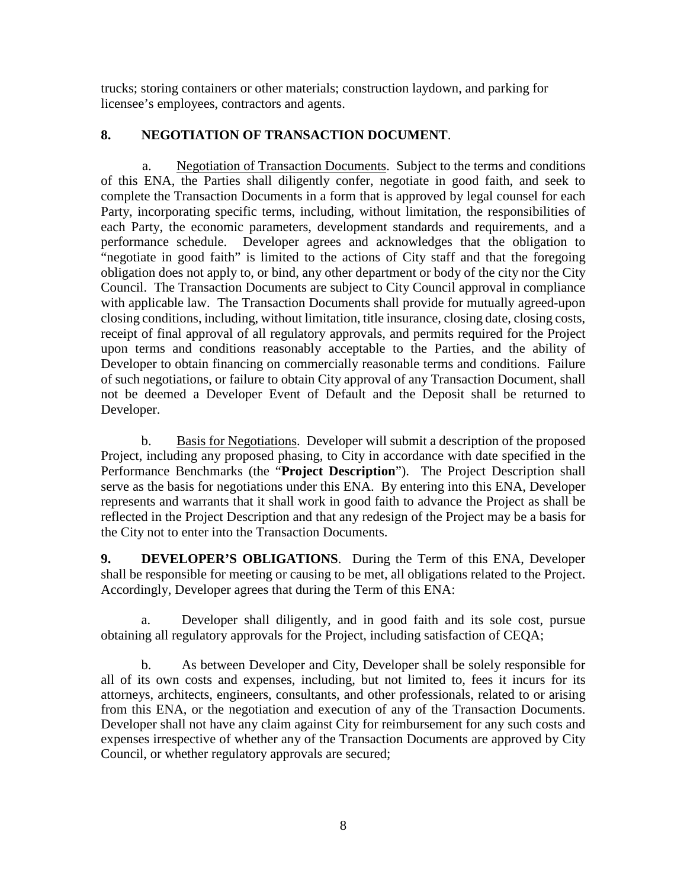trucks; storing containers or other materials; construction laydown, and parking for licensee's employees, contractors and agents.

**8. NEGOTIATION OF TRANSACTION DOCUMENT**.

a. Negotiation of Transaction Documents. Subject to the terms and conditions of this ENA, the Parties shall diligently confer, negotiate in good faith, and seek to complete the Transaction Documents in a form that is approved by legal counsel for each Party, incorporating specific terms, including, without limitation, the responsibilities of each Party, the economic parameters, development standards and requirements, and a performance schedule. Developer agrees and acknowledges that the obligation to "negotiate in good faith" is limited to the actions of City staff and that the foregoing obligation does not apply to, or bind, any other department or body of the city nor the City Council. The Transaction Documents are subject to City Council approval in compliance with applicable law. The Transaction Documents shall provide for mutually agreed-upon closing conditions, including, without limitation, title insurance, closing date, closing costs, receipt of final approval of all regulatory approvals, and permits required for the Project upon terms and conditions reasonably acceptable to the Parties, and the ability of Developer to obtain financing on commercially reasonable terms and conditions. Failure of such negotiations, or failure to obtain City approval of any Transaction Document, shall not be deemed a Developer Event of Default and the Deposit shall be returned to Developer.

b. Basis for Negotiations. Developer will submit a description of the proposed Project, including any proposed phasing, to City in accordance with date specified in the Performance Benchmarks (the "**Project Description**"). The Project Description shall serve as the basis for negotiations under this ENA. By entering into this ENA, Developer represents and warrants that it shall work in good faith to advance the Project as shall be reflected in the Project Description and that any redesign of the Project may be a basis for the City not to enter into the Transaction Documents.

**9. DEVELOPER'S OBLIGATIONS**. During the Term of this ENA, Developer shall be responsible for meeting or causing to be met, all obligations related to the Project. Accordingly, Developer agrees that during the Term of this ENA:

a. Developer shall diligently, and in good faith and its sole cost, pursue obtaining all regulatory approvals for the Project, including satisfaction of CEQA;

b. As between Developer and City, Developer shall be solely responsible for all of its own costs and expenses, including, but not limited to, fees it incurs for its attorneys, architects, engineers, consultants, and other professionals, related to or arising from this ENA, or the negotiation and execution of any of the Transaction Documents. Developer shall not have any claim against City for reimbursement for any such costs and expenses irrespective of whether any of the Transaction Documents are approved by City Council, or whether regulatory approvals are secured;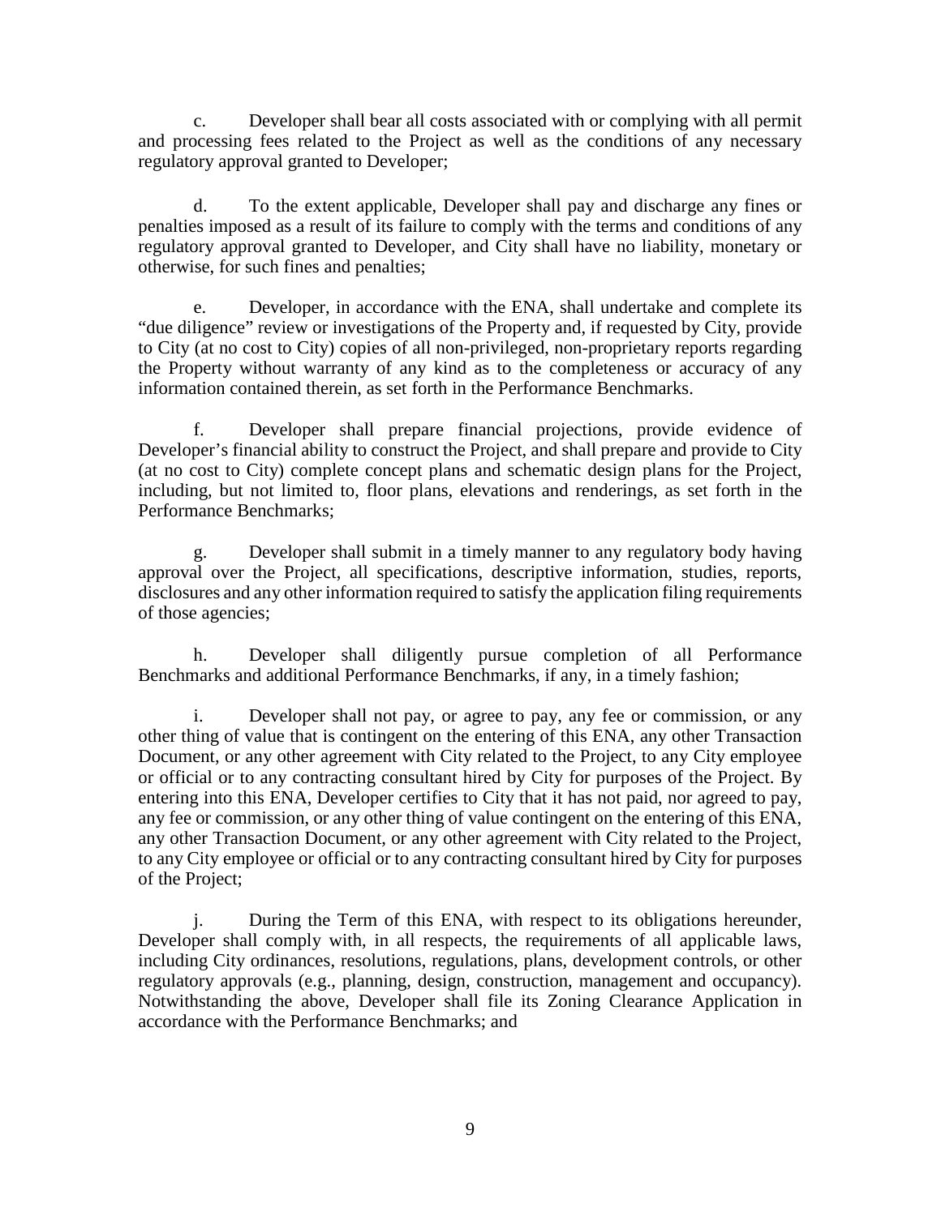c. Developer shall bear all costs associated with or complying with all permit and processing fees related to the Project as well as the conditions of any necessary regulatory approval granted to Developer;

d. To the extent applicable, Developer shall pay and discharge any fines or penalties imposed as a result of its failure to comply with the terms and conditions of any regulatory approval granted to Developer, and City shall have no liability, monetary or otherwise, for such fines and penalties;

e. Developer, in accordance with the ENA, shall undertake and complete its "due diligence" review or investigations of the Property and, if requested by City, provide to City (at no cost to City) copies of all non-privileged, non-proprietary reports regarding the Property without warranty of any kind as to the completeness or accuracy of any information contained therein, as set forth in the Performance Benchmarks.

f. Developer shall prepare financial projections, provide evidence of Developer's financial ability to construct the Project, and shall prepare and provide to City (at no cost to City) complete concept plans and schematic design plans for the Project, including, but not limited to, floor plans, elevations and renderings, as set forth in the Performance Benchmarks;

g. Developer shall submit in a timely manner to any regulatory body having approval over the Project, all specifications, descriptive information, studies, reports, disclosures and any other information required to satisfy the application filing requirements of those agencies;

h. Developer shall diligently pursue completion of all Performance Benchmarks and additional Performance Benchmarks, if any, in a timely fashion;

i. Developer shall not pay, or agree to pay, any fee or commission, or any other thing of value that is contingent on the entering of this ENA, any other Transaction Document, or any other agreement with City related to the Project, to any City employee or official or to any contracting consultant hired by City for purposes of the Project. By entering into this ENA, Developer certifies to City that it has not paid, nor agreed to pay, any fee or commission, or any other thing of value contingent on the entering of this ENA, any other Transaction Document, or any other agreement with City related to the Project, to any City employee or official or to any contracting consultant hired by City for purposes of the Project;

j. During the Term of this ENA, with respect to its obligations hereunder, Developer shall comply with, in all respects, the requirements of all applicable laws, including City ordinances, resolutions, regulations, plans, development controls, or other regulatory approvals (e.g., planning, design, construction, management and occupancy). Notwithstanding the above, Developer shall file its Zoning Clearance Application in accordance with the Performance Benchmarks; and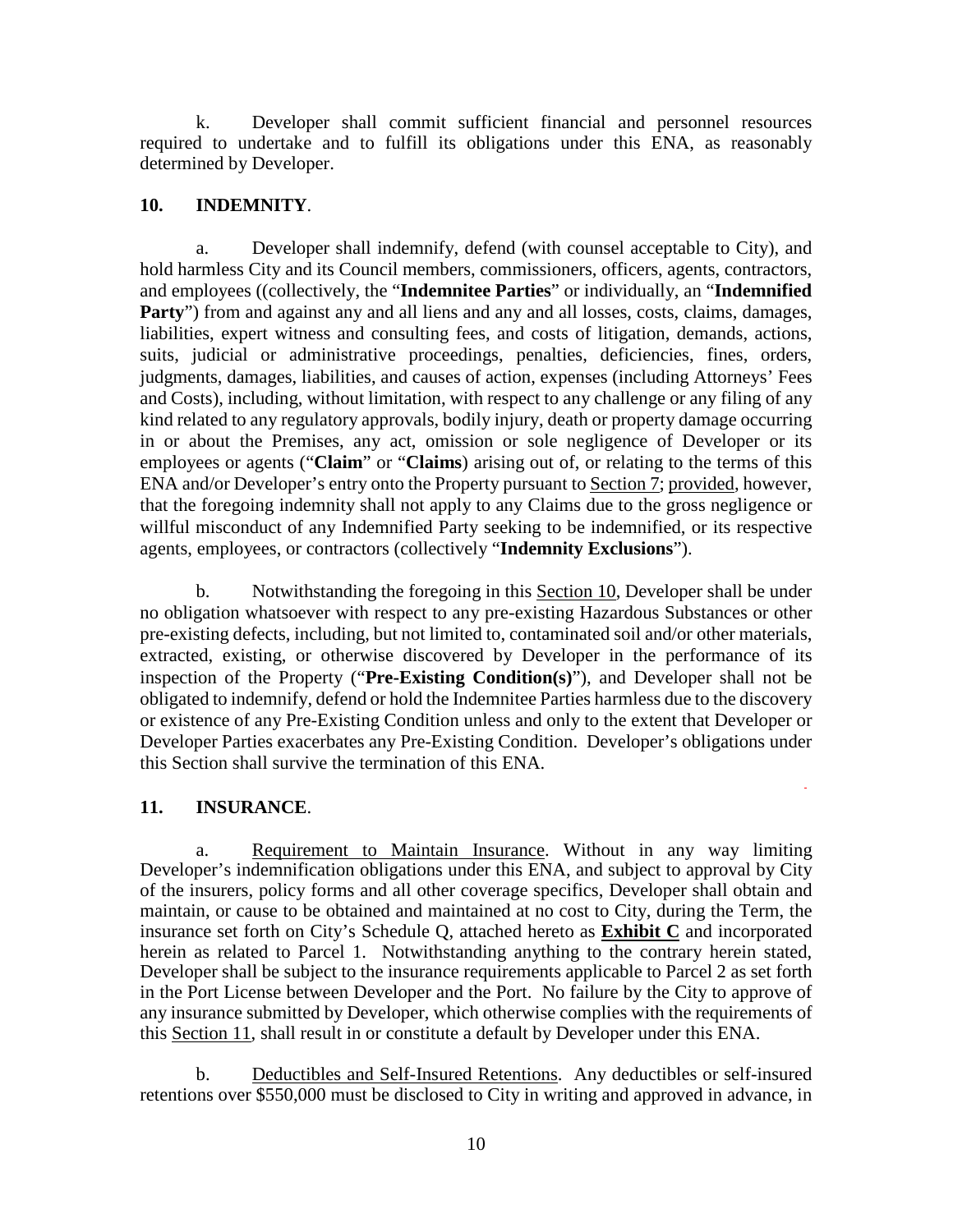k. Developer shall commit sufficient financial and personnel resources required to undertake and to fulfill its obligations under this ENA, as reasonably determined by Developer.

**10. INDEMNITY**.

a. Developer shall indemnify, defend (with counsel acceptable to City), and hold harmless City and its Council members, commissioners, officers, agents, contractors, and employees ((collectively, the "**Indemnitee Parties**" or individually, an "**Indemnified Party**") from and against any and all liens and any and all losses, costs, claims, damages, liabilities, expert witness and consulting fees, and costs of litigation, demands, actions, suits, judicial or administrative proceedings, penalties, deficiencies, fines, orders, judgments, damages, liabilities, and causes of action, expenses (including Attorneys' Fees and Costs), including, without limitation, with respect to any challenge or any filing of any kind related to any regulatory approvals, bodily injury, death or property damage occurring in or about the Premises, any act, omission or sole negligence of Developer or its employees or agents ("**Claim**" or "**Claims**) arising out of, or relating to the terms of this ENA and/or Developer's entry onto the Property pursuant to Section 7; provided, however, that the foregoing indemnity shall not apply to any Claims due to the gross negligence or willful misconduct of any Indemnified Party seeking to be indemnified, or its respective agents, employees, or contractors (collectively "**Indemnity Exclusions**").

b. Notwithstanding the foregoing in this Section 10, Developer shall be under no obligation whatsoever with respect to any pre-existing Hazardous Substances or other pre-existing defects, including, but not limited to, contaminated soil and/or other materials, extracted, existing, or otherwise discovered by Developer in the performance of its inspection of the Property ("**Pre-Existing Condition(s)**"), and Developer shall not be obligated to indemnify, defend or hold the Indemnitee Parties harmless due to the discovery or existence of any Pre-Existing Condition unless and only to the extent that Developer or Developer Parties exacerbates any Pre-Existing Condition. Developer's obligations under this Section shall survive the termination of this ENA.

**11. INSURANCE**.

a. Requirement to Maintain Insurance. Without in any way limiting Developer's indemnification obligations under this ENA, and subject to approval by City of the insurers, policy forms and all other coverage specifics, Developer shall obtain and maintain, or cause to be obtained and maintained at no cost to City, during the Term, the insurance set forth on City's Schedule Q, attached hereto as **Exhibit C** and incorporated herein as related to Parcel 1. Notwithstanding anything to the contrary herein stated, Developer shall be subject to the insurance requirements applicable to Parcel 2 as set forth in the Port License between Developer and the Port. No failure by the City to approve of any insurance submitted by Developer, which otherwise complies with the requirements of this Section 11, shall result in or constitute a default by Developer under this ENA.

b. Deductibles and Self-Insured Retentions. Any deductibles or self-insured retentions over $550,000 must be disclosed to City in writing and approved in advance, in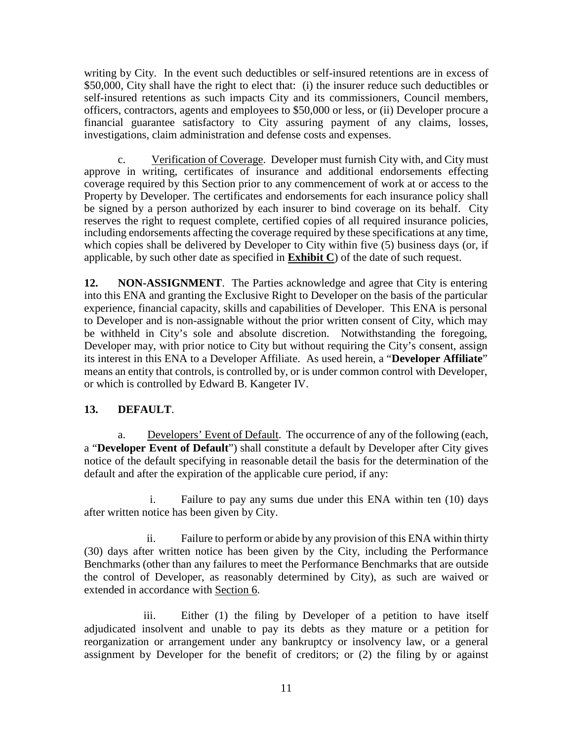writing by City. In the event such deductibles or self-insured retentions are in excess of \$50,000, City shall have the right to elect that: (i) the insurer reduce such deductibles or self-insured retentions as such impacts City and its commissioners, Council members, officers, contractors, agents and employees to \$50,000 or less, or (ii) Developer procure a financial guarantee satisfactory to City assuring payment of any claims, losses, investigations, claim administration and defense costs and expenses.

c. Verification of Coverage. Developer must furnish City with, and City must approve in writing, certificates of insurance and additional endorsements effecting coverage required by this Section prior to any commencement of work at or access to the Property by Developer. The certificates and endorsements for each insurance policy shall be signed by a person authorized by each insurer to bind coverage on its behalf. City reserves the right to request complete, certified copies of all required insurance policies, including endorsements affecting the coverage required by these specifications at any time, which copies shall be delivered by Developer to City within five (5) business days (or, if applicable, by such other date as specified in **Exhibit C**) of the date of such request.

**12. NON-ASSIGNMENT**. The Parties acknowledge and agree that City is entering into this ENA and granting the Exclusive Right to Developer on the basis of the particular experience, financial capacity, skills and capabilities of Developer. This ENA is personal to Developer and is non-assignable without the prior written consent of City, which may be withheld in City's sole and absolute discretion. Notwithstanding the foregoing, Developer may, with prior notice to City but without requiring the City's consent, assign its interest in this ENA to a Developer Affiliate. As used herein, a "**Developer Affiliate**" means an entity that controls, is controlled by, or is under common control with Developer, or which is controlled by Edward B. Kangeter IV.

**13. DEFAULT**.

a. Developers' Event of Default. The occurrence of any of the following (each, a "**Developer Event of Default**") shall constitute a default by Developer after City gives notice of the default specifying in reasonable detail the basis for the determination of the default and after the expiration of the applicable cure period, if any:

i. Failure to pay any sums due under this ENA within ten (10) days after written notice has been given by City.

ii. Failure to perform or abide by any provision of this ENA within thirty (30) days after written notice has been given by the City, including the Performance Benchmarks (other than any failures to meet the Performance Benchmarks that are outside the control of Developer, as reasonably determined by City), as such are waived or extended in accordance with Section 6.

iii. Either (1) the filing by Developer of a petition to have itself adjudicated insolvent and unable to pay its debts as they mature or a petition for reorganization or arrangement under any bankruptcy or insolvency law, or a general assignment by Developer for the benefit of creditors; or (2) the filing by or against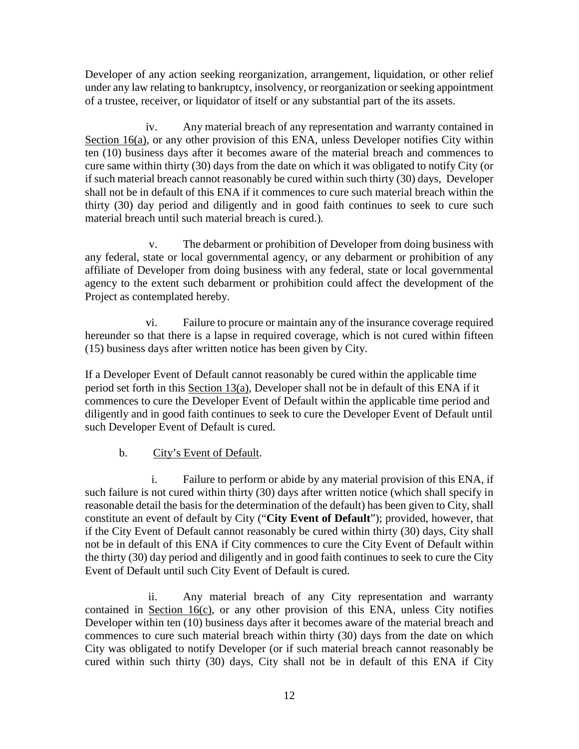Developer of any action seeking reorganization, arrangement, liquidation, or other relief under any law relating to bankruptcy, insolvency, or reorganization or seeking appointment of a trustee, receiver, or liquidator of itself or any substantial part of the its assets.

iv. Any material breach of any representation and warranty contained in Section 16(a), or any other provision of this ENA, unless Developer notifies City within ten (10) business days after it becomes aware of the material breach and commences to cure same within thirty (30) days from the date on which it was obligated to notify City (or if such material breach cannot reasonably be cured within such thirty (30) days, Developer shall not be in default of this ENA if it commences to cure such material breach within the thirty (30) day period and diligently and in good faith continues to seek to cure such material breach until such material breach is cured.).

v. The debarment or prohibition of Developer from doing business with any federal, state or local governmental agency, or any debarment or prohibition of any affiliate of Developer from doing business with any federal, state or local governmental agency to the extent such debarment or prohibition could affect the development of the Project as contemplated hereby.

vi. Failure to procure or maintain any of the insurance coverage required hereunder so that there is a lapse in required coverage, which is not cured within fifteen (15) business days after written notice has been given by City.

If a Developer Event of Default cannot reasonably be cured within the applicable time period set forth in this Section 13(a), Developer shall not be in default of this ENA if it commences to cure the Developer Event of Default within the applicable time period and diligently and in good faith continues to seek to cure the Developer Event of Default until such Developer Event of Default is cured.

b. City's Event of Default.

i. Failure to perform or abide by any material provision of this ENA, if such failure is not cured within thirty (30) days after written notice (which shall specify in reasonable detail the basis for the determination of the default) has been given to City, shall constitute an event of default by City ("**City Event of Default**"); provided, however, that if the City Event of Default cannot reasonably be cured within thirty (30) days, City shall not be in default of this ENA if City commences to cure the City Event of Default within the thirty (30) day period and diligently and in good faith continues to seek to cure the City Event of Default until such City Event of Default is cured.

ii. Any material breach of any City representation and warranty contained in Section 16(c), or any other provision of this ENA, unless City notifies Developer within ten (10) business days after it becomes aware of the material breach and commences to cure such material breach within thirty (30) days from the date on which City was obligated to notify Developer (or if such material breach cannot reasonably be cured within such thirty (30) days, City shall not be in default of this ENA if City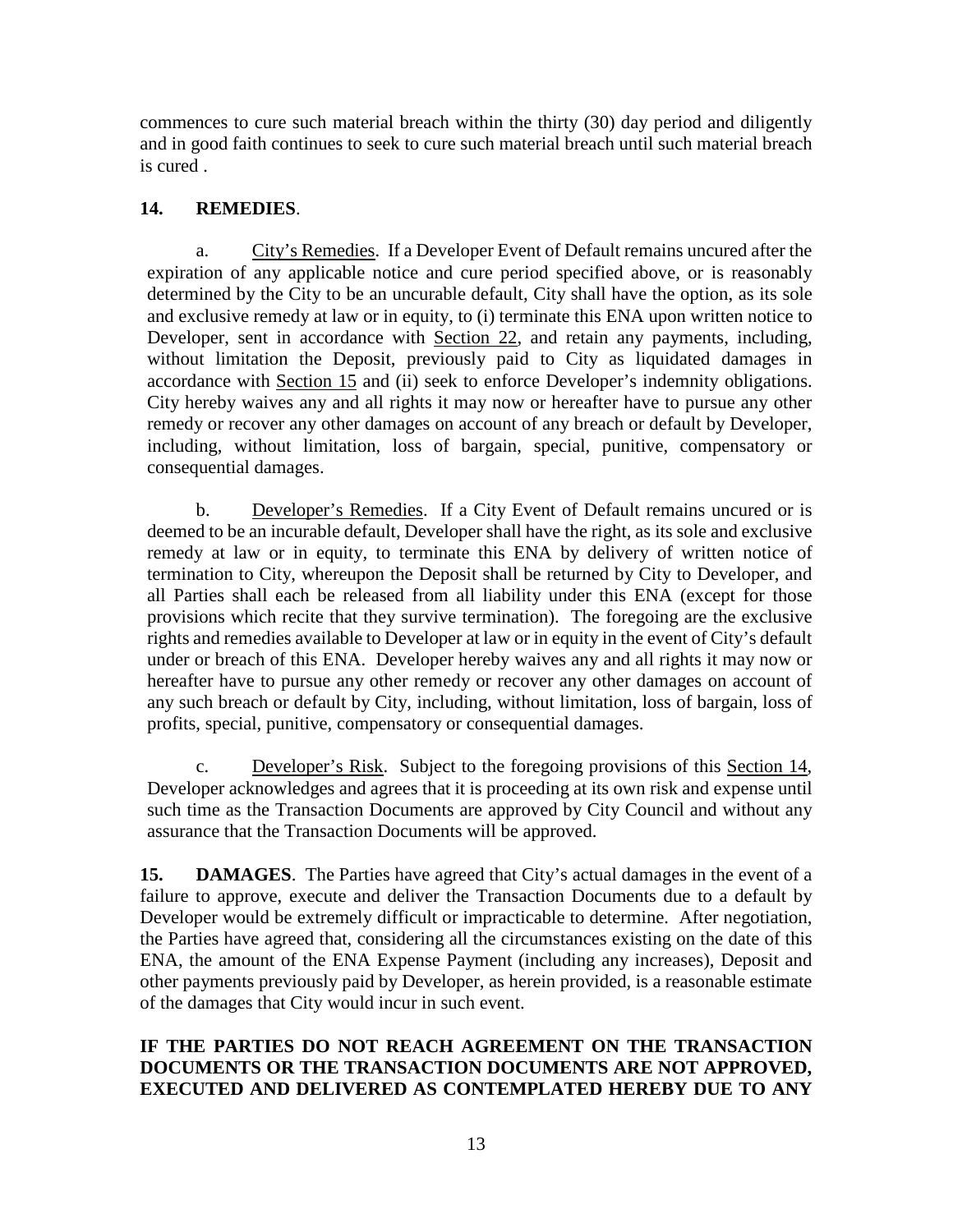commences to cure such material breach within the thirty (30) day period and diligently and in good faith continues to seek to cure such material breach until such material breach is cured .

**14. REMEDIES**.

a. City's Remedies. If a Developer Event of Default remains uncured after the expiration of any applicable notice and cure period specified above, or is reasonably determined by the City to be an uncurable default, City shall have the option, as its sole and exclusive remedy at law or in equity, to (i) terminate this ENA upon written notice to Developer, sent in accordance with Section 22, and retain any payments, including, without limitation the Deposit, previously paid to City as liquidated damages in accordance with Section 15 and (ii) seek to enforce Developer's indemnity obligations. City hereby waives any and all rights it may now or hereafter have to pursue any other remedy or recover any other damages on account of any breach or default by Developer, including, without limitation, loss of bargain, special, punitive, compensatory or consequential damages.

b. Developer's Remedies. If a City Event of Default remains uncured or is deemed to be an incurable default, Developer shall have the right, as its sole and exclusive remedy at law or in equity, to terminate this ENA by delivery of written notice of termination to City, whereupon the Deposit shall be returned by City to Developer, and all Parties shall each be released from all liability under this ENA (except for those provisions which recite that they survive termination). The foregoing are the exclusive rights and remedies available to Developer at law or in equity in the event of City's default under or breach of this ENA. Developer hereby waives any and all rights it may now or hereafter have to pursue any other remedy or recover any other damages on account of any such breach or default by City, including, without limitation, loss of bargain, loss of profits, special, punitive, compensatory or consequential damages.

c. Developer's Risk. Subject to the foregoing provisions of this Section 14, Developer acknowledges and agrees that it is proceeding at its own risk and expense until such time as the Transaction Documents are approved by City Council and without any assurance that the Transaction Documents will be approved.

**15. DAMAGES**. The Parties have agreed that City's actual damages in the event of a failure to approve, execute and deliver the Transaction Documents due to a default by Developer would be extremely difficult or impracticable to determine. After negotiation, the Parties have agreed that, considering all the circumstances existing on the date of this ENA, the amount of the ENA Expense Payment (including any increases), Deposit and other payments previously paid by Developer, as herein provided, is a reasonable estimate of the damages that City would incur in such event.

**IF THE PARTIES DO NOT REACH AGREEMENT ON THE TRANSACTION DOCUMENTS OR THE TRANSACTION DOCUMENTS ARE NOT APPROVED, EXECUTED AND DELIVERED AS CONTEMPLATED HEREBY DUE TO ANY**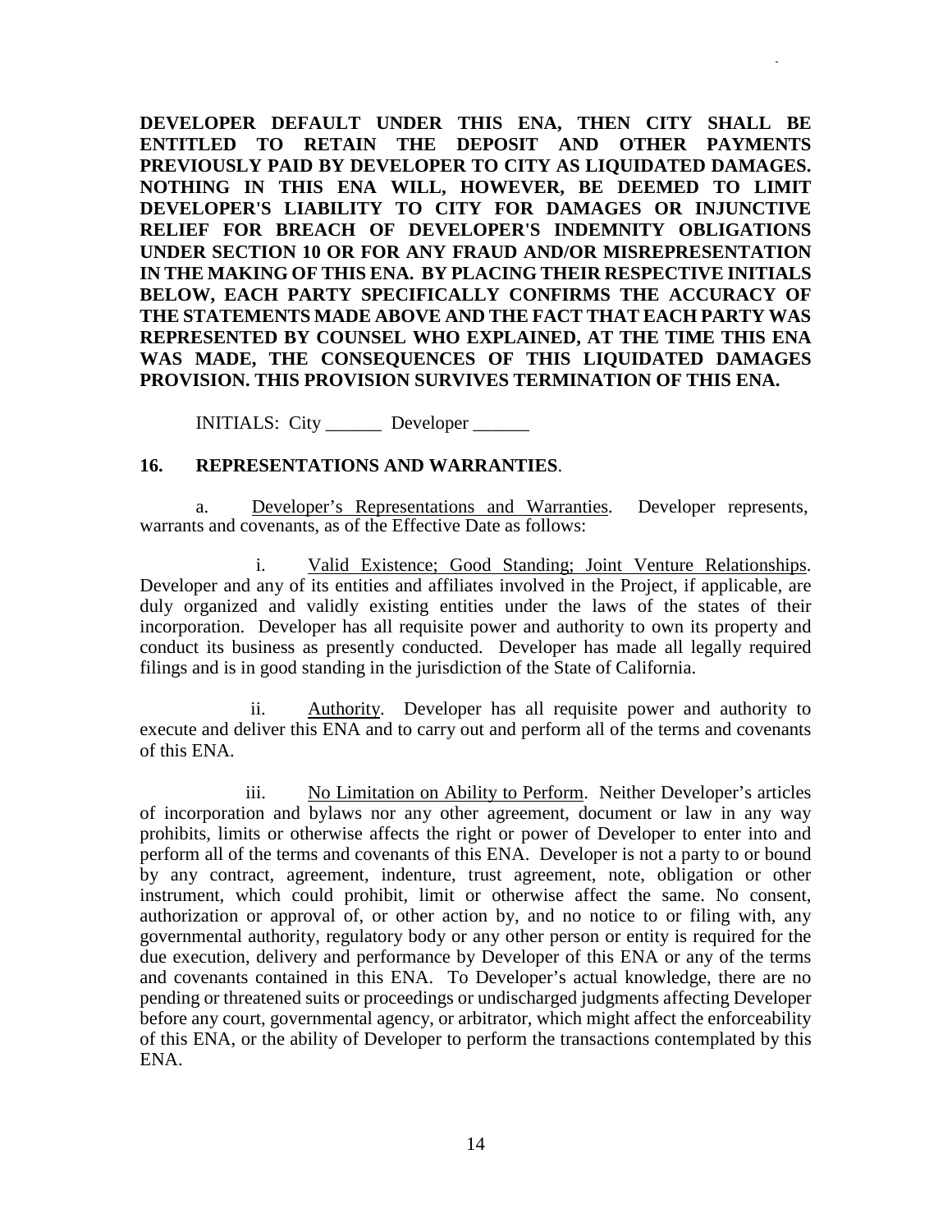**DEVELOPER DEFAULT UNDER THIS ENA, THEN CITY SHALL BE ENTITLED TO RETAIN THE DEPOSIT AND OTHER PAYMENTS PREVIOUSLY PAID BY DEVELOPER TO CITY AS LIQUIDATED DAMAGES. NOTHING IN THIS ENA WILL, HOWEVER, BE DEEMED TO LIMIT DEVELOPER'S LIABILITY TO CITY FOR DAMAGES OR INJUNCTIVE RELIEF FOR BREACH OF DEVELOPER'S INDEMNITY OBLIGATIONS UNDER SECTION 10 OR FOR ANY FRAUD AND/OR MISREPRESENTATION IN THE MAKING OF THIS ENA. BY PLACING THEIR RESPECTIVE INITIALS BELOW, EACH PARTY SPECIFICALLY CONFIRMS THE ACCURACY OF THE STATEMENTS MADE ABOVE AND THE FACT THAT EACH PARTY WAS REPRESENTED BY COUNSEL WHO EXPLAINED, AT THE TIME THIS ENA WAS MADE, THE CONSEQUENCES OF THIS LIQUIDATED DAMAGES PROVISION. THIS PROVISION SURVIVES TERMINATION OF THIS ENA.**

INITIALS: City ______ Developer ______

## 16. REPRESENTATIONS AND WARRANTIES.

a. Developer's Representations and Warranties. Developer represents, warrants and covenants, as of the Effective Date as follows:

i. Valid Existence; Good Standing; Joint Venture Relationships. Developer and any of its entities and affiliates involved in the Project, if applicable, are duly organized and validly existing entities under the laws of the states of their incorporation. Developer has all requisite power and authority to own its property and conduct its business as presently conducted. Developer has made all legally required filings and is in good standing in the jurisdiction of the State of California.

ii. Authority. Developer has all requisite power and authority to execute and deliver this ENA and to carry out and perform all of the terms and covenants of this ENA.

iii. No Limitation on Ability to Perform. Neither Developer's articles of incorporation and bylaws nor any other agreement, document or law in any way prohibits, limits or otherwise affects the right or power of Developer to enter into and perform all of the terms and covenants of this ENA. Developer is not a party to or bound by any contract, agreement, indenture, trust agreement, note, obligation or other instrument, which could prohibit, limit or otherwise affect the same. No consent, authorization or approval of, or other action by, and no notice to or filing with, any governmental authority, regulatory body or any other person or entity is required for the due execution, delivery and performance by Developer of this ENA or any of the terms and covenants contained in this ENA. To Developer's actual knowledge, there are no pending or threatened suits or proceedings or undischarged judgments affecting Developer before any court, governmental agency, or arbitrator, which might affect the enforceability of this ENA, or the ability of Developer to perform the transactions contemplated by this ENA.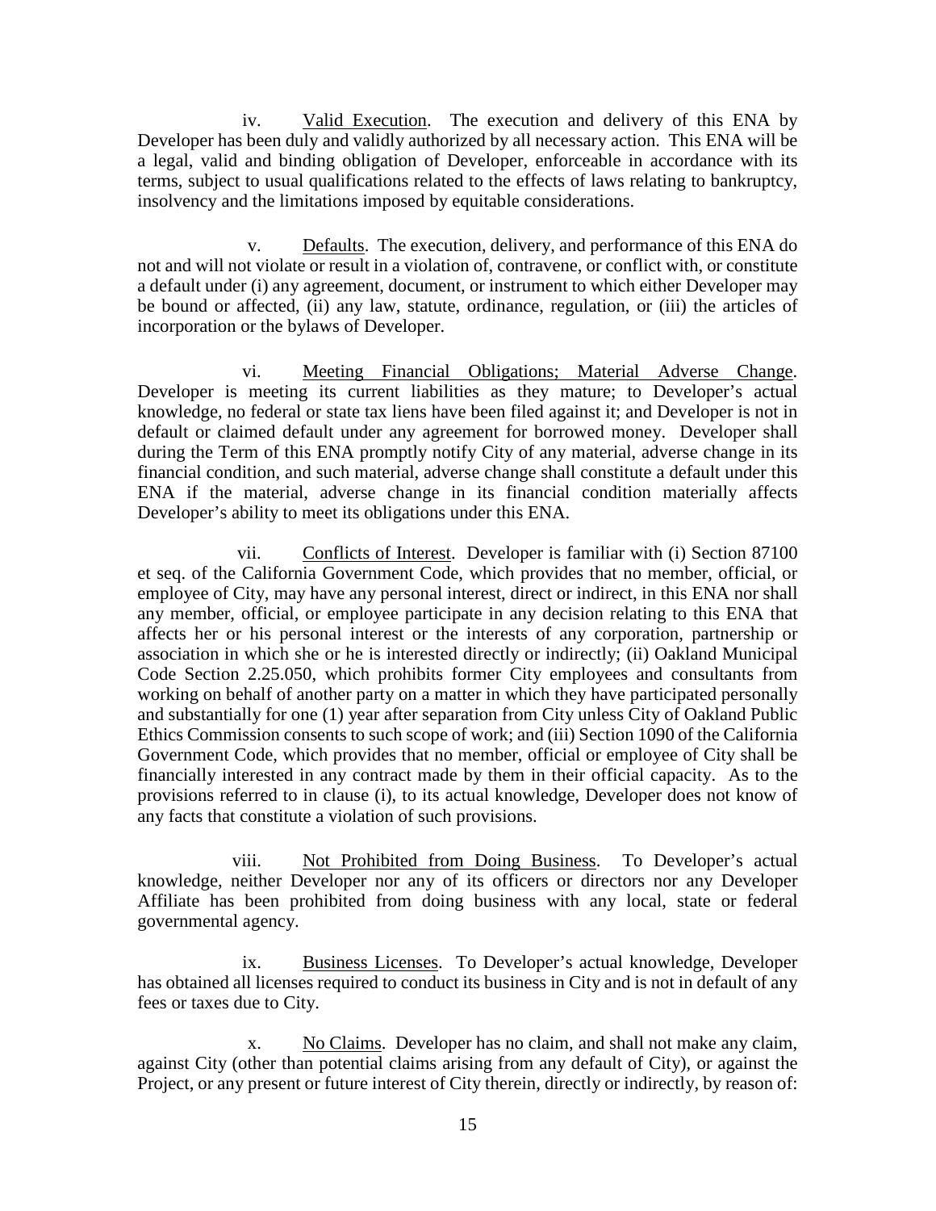iv. <u>Valid Execution</u>. The execution and delivery of this ENA by Developer has been duly and validly authorized by all necessary action. This ENA will be a legal, valid and binding obligation of Developer, enforceable in accordance with its terms, subject to usual qualifications related to the effects of laws relating to bankruptcy, insolvency and the limitations imposed by equitable considerations.

v. <u>Defaults</u>. The execution, delivery, and performance of this ENA do not and will not violate or result in a violation of, contravene, or conflict with, or constitute a default under (i) any agreement, document, or instrument to which either Developer may be bound or affected, (ii) any law, statute, ordinance, regulation, or (iii) the articles of incorporation or the bylaws of Developer.

vi. <u>Meeting Financial Obligations; Material Adverse Change</u>. Developer is meeting its current liabilities as they mature; to Developer's actual knowledge, no federal or state tax liens have been filed against it; and Developer is not in default or claimed default under any agreement for borrowed money. Developer shall during the Term of this ENA promptly notify City of any material, adverse change in its financial condition, and such material, adverse change shall constitute a default under this ENA if the material, adverse change in its financial condition materially affects Developer's ability to meet its obligations under this ENA.

vii. <u>Conflicts of Interest</u>. Developer is familiar with (i) Section 87100 et seq. of the California Government Code, which provides that no member, official, or employee of City, may have any personal interest, direct or indirect, in this ENA nor shall any member, official, or employee participate in any decision relating to this ENA that affects her or his personal interest or the interests of any corporation, partnership or association in which she or he is interested directly or indirectly; (ii) Oakland Municipal Code Section 2.25.050, which prohibits former City employees and consultants from working on behalf of another party on a matter in which they have participated personally and substantially for one (1) year after separation from City unless City of Oakland Public Ethics Commission consents to such scope of work; and (iii) Section 1090 of the California Government Code, which provides that no member, official or employee of City shall be financially interested in any contract made by them in their official capacity. As to the provisions referred to in clause (i), to its actual knowledge, Developer does not know of any facts that constitute a violation of such provisions.

viii. <u>Not Prohibited from Doing Business</u>. To Developer's actual knowledge, neither Developer nor any of its officers or directors nor any Developer Affiliate has been prohibited from doing business with any local, state or federal governmental agency.

ix. <u>Business Licenses</u>. To Developer's actual knowledge, Developer has obtained all licenses required to conduct its business in City and is not in default of any fees or taxes due to City.

x. <u>No Claims</u>. Developer has no claim, and shall not make any claim, against City (other than potential claims arising from any default of City), or against the Project, or any present or future interest of City therein, directly or indirectly, by reason of: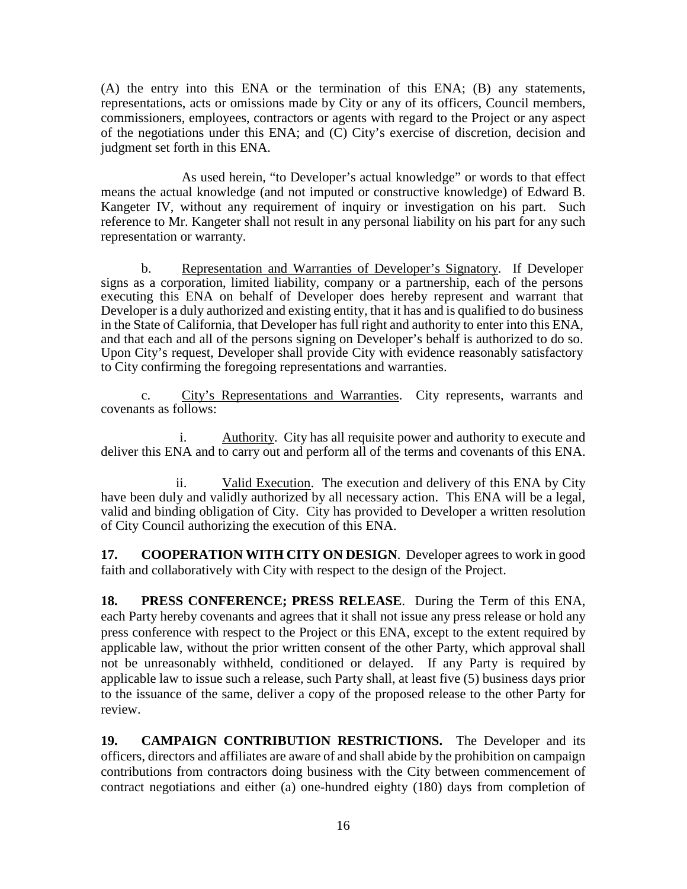(A) the entry into this ENA or the termination of this ENA; (B) any statements, representations, acts or omissions made by City or any of its officers, Council members, commissioners, employees, contractors or agents with regard to the Project or any aspect of the negotiations under this ENA; and (C) City's exercise of discretion, decision and judgment set forth in this ENA.

As used herein, "to Developer's actual knowledge" or words to that effect means the actual knowledge (and not imputed or constructive knowledge) of Edward B. Kangeter IV, without any requirement of inquiry or investigation on his part. Such reference to Mr. Kangeter shall not result in any personal liability on his part for any such representation or warranty.

b. Representation and Warranties of Developer's Signatory. If Developer signs as a corporation, limited liability, company or a partnership, each of the persons executing this ENA on behalf of Developer does hereby represent and warrant that Developer is a duly authorized and existing entity, that it has and is qualified to do business in the State of California, that Developer has full right and authority to enter into this ENA, and that each and all of the persons signing on Developer's behalf is authorized to do so. Upon City's request, Developer shall provide City with evidence reasonably satisfactory to City confirming the foregoing representations and warranties.

c. City's Representations and Warranties. City represents, warrants and covenants as follows:

i. Authority. City has all requisite power and authority to execute and deliver this ENA and to carry out and perform all of the terms and covenants of this ENA.

ii. Valid Execution. The execution and delivery of this ENA by City have been duly and validly authorized by all necessary action. This ENA will be a legal, valid and binding obligation of City. City has provided to Developer a written resolution of City Council authorizing the execution of this ENA.

**17. COOPERATION WITH CITY ON DESIGN**. Developer agrees to work in good faith and collaboratively with City with respect to the design of the Project.

**18. PRESS CONFERENCE; PRESS RELEASE**. During the Term of this ENA, each Party hereby covenants and agrees that it shall not issue any press release or hold any press conference with respect to the Project or this ENA, except to the extent required by applicable law, without the prior written consent of the other Party, which approval shall not be unreasonably withheld, conditioned or delayed. If any Party is required by applicable law to issue such a release, such Party shall, at least five (5) business days prior to the issuance of the same, deliver a copy of the proposed release to the other Party for review.

**19. CAMPAIGN CONTRIBUTION RESTRICTIONS.** The Developer and its officers, directors and affiliates are aware of and shall abide by the prohibition on campaign contributions from contractors doing business with the City between commencement of contract negotiations and either (a) one-hundred eighty (180) days from completion of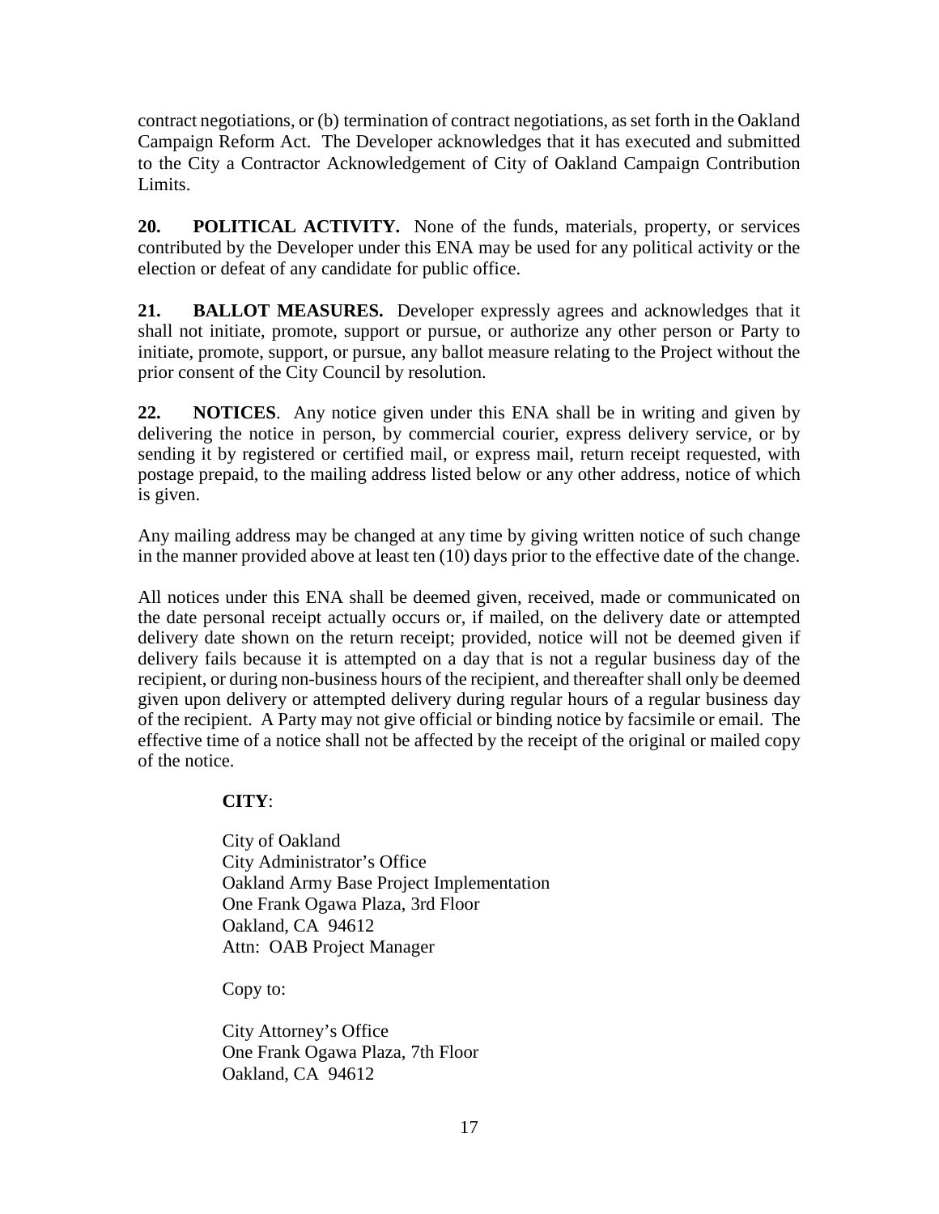contract negotiations, or (b) termination of contract negotiations, as set forth in the Oakland Campaign Reform Act. The Developer acknowledges that it has executed and submitted to the City a Contractor Acknowledgement of City of Oakland Campaign Contribution Limits.

**20. POLITICAL ACTIVITY.** None of the funds, materials, property, or services contributed by the Developer under this ENA may be used for any political activity or the election or defeat of any candidate for public office.

**21. BALLOT MEASURES.** Developer expressly agrees and acknowledges that it shall not initiate, promote, support or pursue, or authorize any other person or Party to initiate, promote, support, or pursue, any ballot measure relating to the Project without the prior consent of the City Council by resolution.

**22. NOTICES**. Any notice given under this ENA shall be in writing and given by delivering the notice in person, by commercial courier, express delivery service, or by sending it by registered or certified mail, or express mail, return receipt requested, with postage prepaid, to the mailing address listed below or any other address, notice of which is given.

Any mailing address may be changed at any time by giving written notice of such change in the manner provided above at least ten (10) days prior to the effective date of the change.

All notices under this ENA shall be deemed given, received, made or communicated on the date personal receipt actually occurs or, if mailed, on the delivery date or attempted delivery date shown on the return receipt; provided, notice will not be deemed given if delivery fails because it is attempted on a day that is not a regular business day of the recipient, or during non-business hours of the recipient, and thereafter shall only be deemed given upon delivery or attempted delivery during regular hours of a regular business day of the recipient. A Party may not give official or binding notice by facsimile or email. The effective time of a notice shall not be affected by the receipt of the original or mailed copy of the notice.

**CITY**:

City of Oakland
City Administrator's Office
Oakland Army Base Project Implementation
One Frank Ogawa Plaza, 3rd Floor
Oakland, CA 94612
Attn: OAB Project Manager

Copy to:

City Attorney's Office
One Frank Ogawa Plaza, 7th Floor
Oakland, CA 94612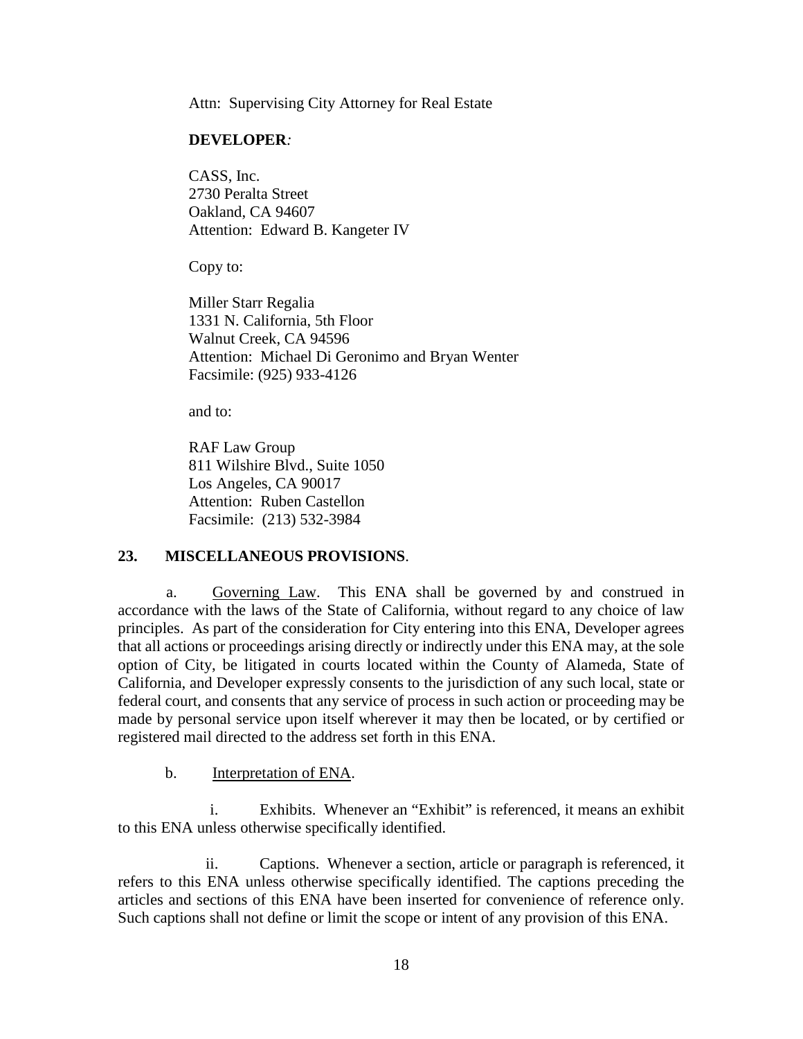Attn: Supervising City Attorney for Real Estate

**DEVELOPER***:*

CASS, Inc.
2730 Peralta Street
Oakland, CA 94607
Attention: Edward B. Kangeter IV

Copy to:

Miller Starr Regalia
1331 N. California, 5th Floor
Walnut Creek, CA 94596
Attention: Michael Di Geronimo and Bryan Wenter
Facsimile: (925) 933-4126

and to:

RAF Law Group
811 Wilshire Blvd., Suite 1050
Los Angeles, CA 90017
Attention: Ruben Castellon
Facsimile: (213) 532-3984

**23. MISCELLANEOUS PROVISIONS**.

a. Governing Law. This ENA shall be governed by and construed in accordance with the laws of the State of California, without regard to any choice of law principles. As part of the consideration for City entering into this ENA, Developer agrees that all actions or proceedings arising directly or indirectly under this ENA may, at the sole option of City, be litigated in courts located within the County of Alameda, State of California, and Developer expressly consents to the jurisdiction of any such local, state or federal court, and consents that any service of process in such action or proceeding may be made by personal service upon itself wherever it may then be located, or by certified or registered mail directed to the address set forth in this ENA.

b. Interpretation of ENA.

i. Exhibits. Whenever an "Exhibit" is referenced, it means an exhibit to this ENA unless otherwise specifically identified.

ii. Captions. Whenever a section, article or paragraph is referenced, it refers to this ENA unless otherwise specifically identified. The captions preceding the articles and sections of this ENA have been inserted for convenience of reference only. Such captions shall not define or limit the scope or intent of any provision of this ENA.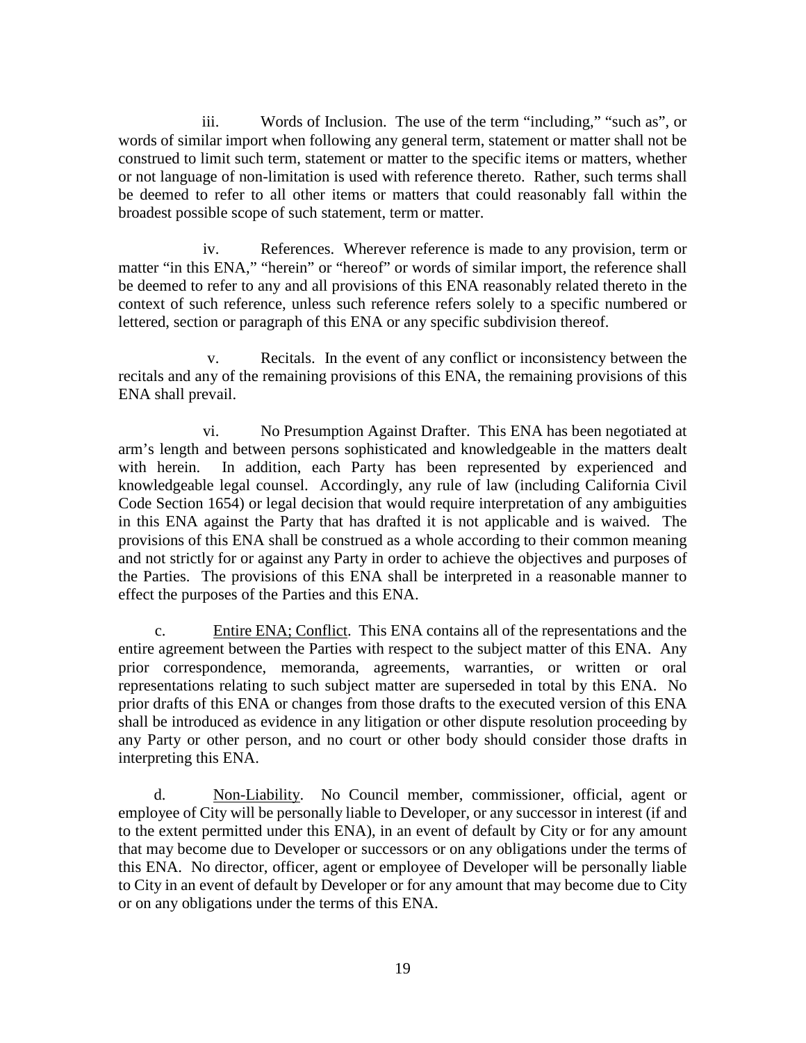iii. Words of Inclusion. The use of the term "including," "such as", or words of similar import when following any general term, statement or matter shall not be construed to limit such term, statement or matter to the specific items or matters, whether or not language of non-limitation is used with reference thereto. Rather, such terms shall be deemed to refer to all other items or matters that could reasonably fall within the broadest possible scope of such statement, term or matter.

iv. References. Wherever reference is made to any provision, term or matter "in this ENA," "herein" or "hereof" or words of similar import, the reference shall be deemed to refer to any and all provisions of this ENA reasonably related thereto in the context of such reference, unless such reference refers solely to a specific numbered or lettered, section or paragraph of this ENA or any specific subdivision thereof.

v. Recitals. In the event of any conflict or inconsistency between the recitals and any of the remaining provisions of this ENA, the remaining provisions of this ENA shall prevail.

vi. No Presumption Against Drafter. This ENA has been negotiated at arm's length and between persons sophisticated and knowledgeable in the matters dealt with herein. In addition, each Party has been represented by experienced and knowledgeable legal counsel. Accordingly, any rule of law (including California Civil Code Section 1654) or legal decision that would require interpretation of any ambiguities in this ENA against the Party that has drafted it is not applicable and is waived. The provisions of this ENA shall be construed as a whole according to their common meaning and not strictly for or against any Party in order to achieve the objectives and purposes of the Parties. The provisions of this ENA shall be interpreted in a reasonable manner to effect the purposes of the Parties and this ENA.

c. Entire ENA; Conflict. This ENA contains all of the representations and the entire agreement between the Parties with respect to the subject matter of this ENA. Any prior correspondence, memoranda, agreements, warranties, or written or oral representations relating to such subject matter are superseded in total by this ENA. No prior drafts of this ENA or changes from those drafts to the executed version of this ENA shall be introduced as evidence in any litigation or other dispute resolution proceeding by any Party or other person, and no court or other body should consider those drafts in interpreting this ENA.

d. Non-Liability. No Council member, commissioner, official, agent or employee of City will be personally liable to Developer, or any successor in interest (if and to the extent permitted under this ENA), in an event of default by City or for any amount that may become due to Developer or successors or on any obligations under the terms of this ENA. No director, officer, agent or employee of Developer will be personally liable to City in an event of default by Developer or for any amount that may become due to City or on any obligations under the terms of this ENA.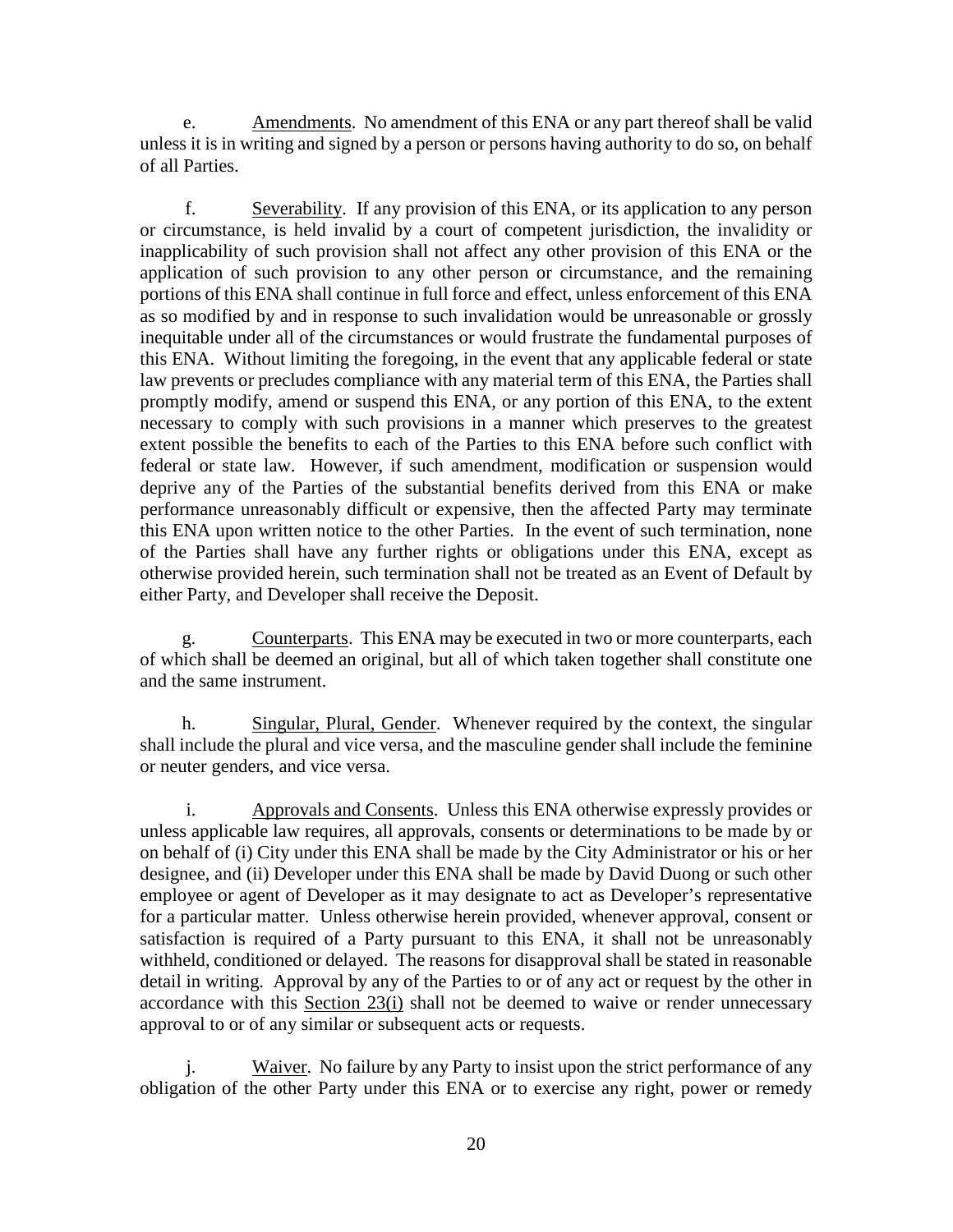e. Amendments. No amendment of this ENA or any part thereof shall be valid unless it is in writing and signed by a person or persons having authority to do so, on behalf of all Parties.

f. Severability. If any provision of this ENA, or its application to any person or circumstance, is held invalid by a court of competent jurisdiction, the invalidity or inapplicability of such provision shall not affect any other provision of this ENA or the application of such provision to any other person or circumstance, and the remaining portions of this ENA shall continue in full force and effect, unless enforcement of this ENA as so modified by and in response to such invalidation would be unreasonable or grossly inequitable under all of the circumstances or would frustrate the fundamental purposes of this ENA. Without limiting the foregoing, in the event that any applicable federal or state law prevents or precludes compliance with any material term of this ENA, the Parties shall promptly modify, amend or suspend this ENA, or any portion of this ENA, to the extent necessary to comply with such provisions in a manner which preserves to the greatest extent possible the benefits to each of the Parties to this ENA before such conflict with federal or state law. However, if such amendment, modification or suspension would deprive any of the Parties of the substantial benefits derived from this ENA or make performance unreasonably difficult or expensive, then the affected Party may terminate this ENA upon written notice to the other Parties. In the event of such termination, none of the Parties shall have any further rights or obligations under this ENA, except as otherwise provided herein, such termination shall not be treated as an Event of Default by either Party, and Developer shall receive the Deposit.

g. Counterparts. This ENA may be executed in two or more counterparts, each of which shall be deemed an original, but all of which taken together shall constitute one and the same instrument.

h. Singular, Plural, Gender. Whenever required by the context, the singular shall include the plural and vice versa, and the masculine gender shall include the feminine or neuter genders, and vice versa.

i. Approvals and Consents. Unless this ENA otherwise expressly provides or unless applicable law requires, all approvals, consents or determinations to be made by or on behalf of (i) City under this ENA shall be made by the City Administrator or his or her designee, and (ii) Developer under this ENA shall be made by David Duong or such other employee or agent of Developer as it may designate to act as Developer's representative for a particular matter. Unless otherwise herein provided, whenever approval, consent or satisfaction is required of a Party pursuant to this ENA, it shall not be unreasonably withheld, conditioned or delayed. The reasons for disapproval shall be stated in reasonable detail in writing. Approval by any of the Parties to or of any act or request by the other in accordance with this Section 23(i) shall not be deemed to waive or render unnecessary approval to or of any similar or subsequent acts or requests.

j. Waiver. No failure by any Party to insist upon the strict performance of any obligation of the other Party under this ENA or to exercise any right, power or remedy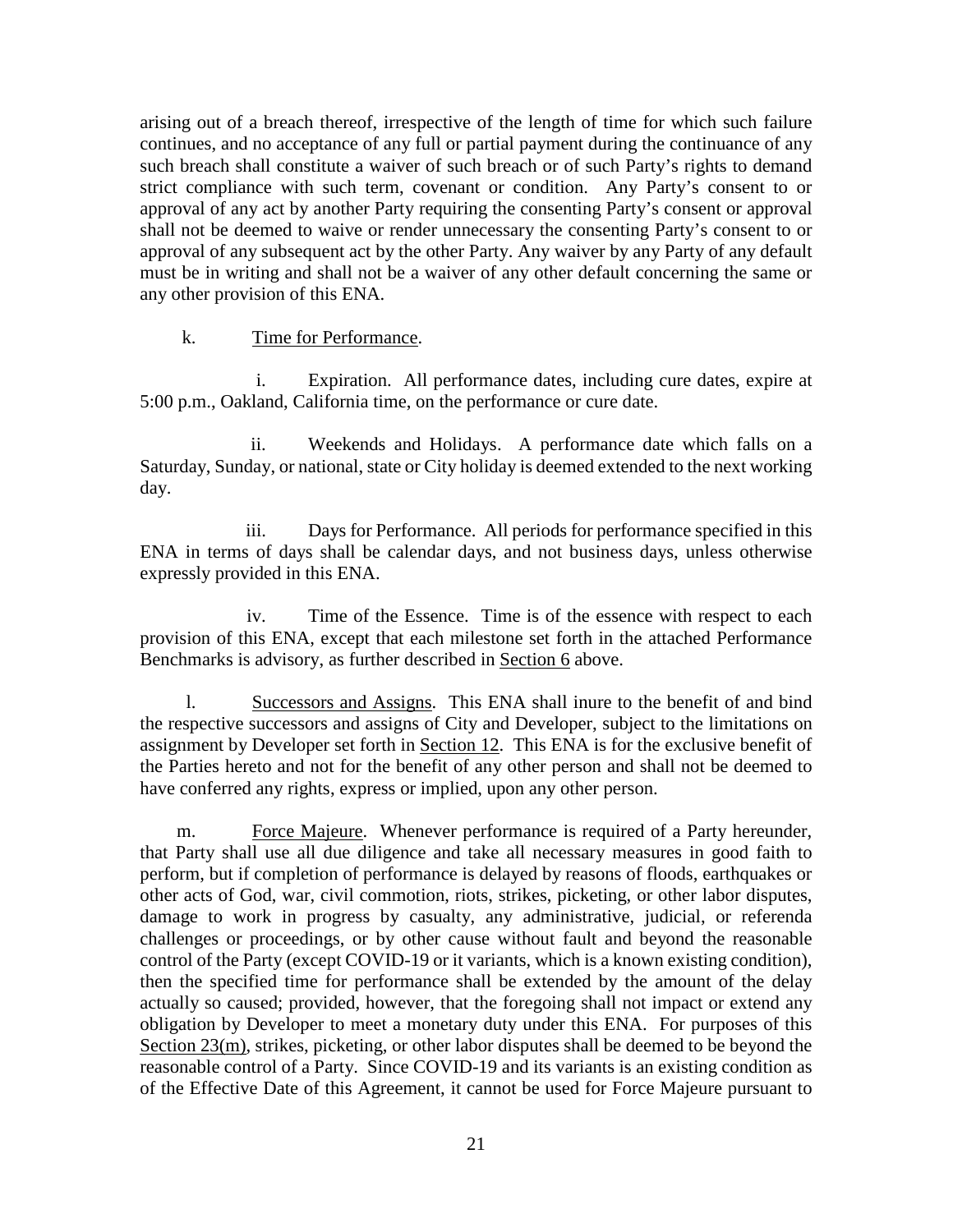arising out of a breach thereof, irrespective of the length of time for which such failure continues, and no acceptance of any full or partial payment during the continuance of any such breach shall constitute a waiver of such breach or of such Party's rights to demand strict compliance with such term, covenant or condition. Any Party's consent to or approval of any act by another Party requiring the consenting Party's consent or approval shall not be deemed to waive or render unnecessary the consenting Party's consent to or approval of any subsequent act by the other Party. Any waiver by any Party of any default must be in writing and shall not be a waiver of any other default concerning the same or any other provision of this ENA.

k. Time for Performance.

i. Expiration. All performance dates, including cure dates, expire at 5:00 p.m., Oakland, California time, on the performance or cure date.

ii. Weekends and Holidays. A performance date which falls on a Saturday, Sunday, or national, state or City holiday is deemed extended to the next working day.

iii. Days for Performance. All periods for performance specified in this ENA in terms of days shall be calendar days, and not business days, unless otherwise expressly provided in this ENA.

iv. Time of the Essence. Time is of the essence with respect to each provision of this ENA, except that each milestone set forth in the attached Performance Benchmarks is advisory, as further described in Section 6 above.

l. Successors and Assigns. This ENA shall inure to the benefit of and bind the respective successors and assigns of City and Developer, subject to the limitations on assignment by Developer set forth in Section 12. This ENA is for the exclusive benefit of the Parties hereto and not for the benefit of any other person and shall not be deemed to have conferred any rights, express or implied, upon any other person.

m. Force Majeure. Whenever performance is required of a Party hereunder, that Party shall use all due diligence and take all necessary measures in good faith to perform, but if completion of performance is delayed by reasons of floods, earthquakes or other acts of God, war, civil commotion, riots, strikes, picketing, or other labor disputes, damage to work in progress by casualty, any administrative, judicial, or referenda challenges or proceedings, or by other cause without fault and beyond the reasonable control of the Party (except COVID-19 or it variants, which is a known existing condition), then the specified time for performance shall be extended by the amount of the delay actually so caused; provided, however, that the foregoing shall not impact or extend any obligation by Developer to meet a monetary duty under this ENA. For purposes of this Section 23(m), strikes, picketing, or other labor disputes shall be deemed to be beyond the reasonable control of a Party. Since COVID-19 and its variants is an existing condition as of the Effective Date of this Agreement, it cannot be used for Force Majeure pursuant to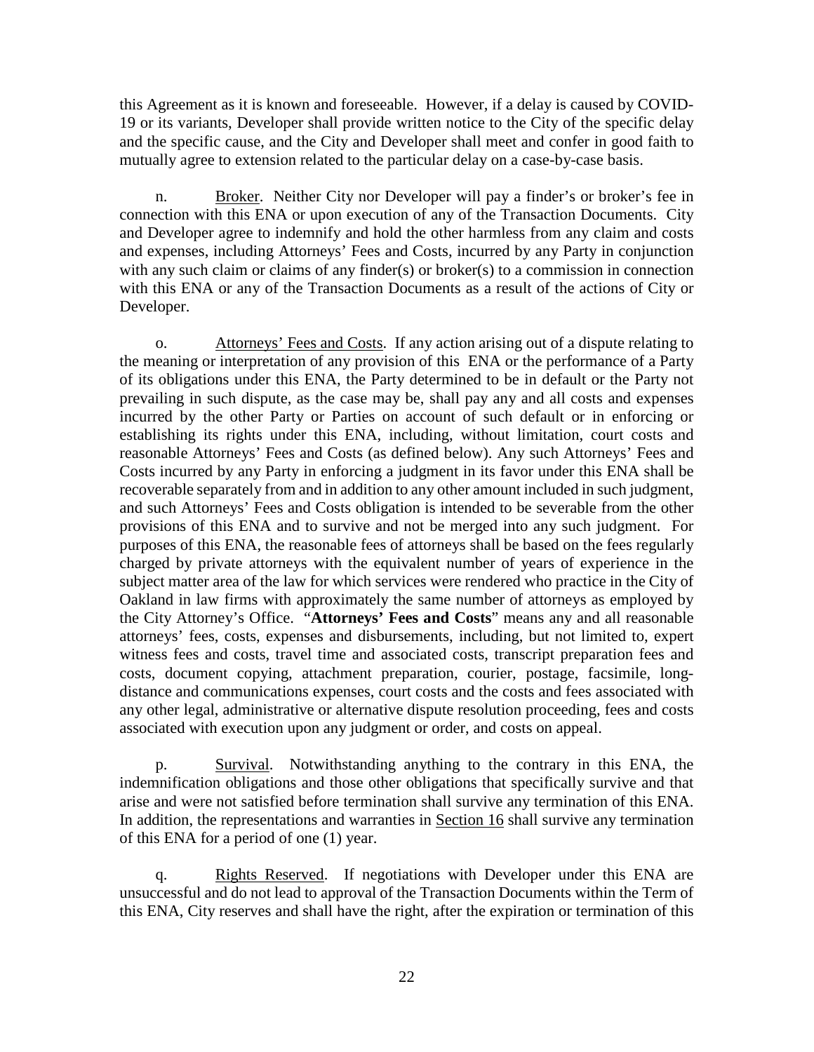this Agreement as it is known and foreseeable. However, if a delay is caused by COVID-19 or its variants, Developer shall provide written notice to the City of the specific delay and the specific cause, and the City and Developer shall meet and confer in good faith to mutually agree to extension related to the particular delay on a case-by-case basis.

n. Broker. Neither City nor Developer will pay a finder's or broker's fee in connection with this ENA or upon execution of any of the Transaction Documents. City and Developer agree to indemnify and hold the other harmless from any claim and costs and expenses, including Attorneys' Fees and Costs, incurred by any Party in conjunction with any such claim or claims of any finder(s) or broker(s) to a commission in connection with this ENA or any of the Transaction Documents as a result of the actions of City or Developer.

o. Attorneys' Fees and Costs. If any action arising out of a dispute relating to the meaning or interpretation of any provision of this ENA or the performance of a Party of its obligations under this ENA, the Party determined to be in default or the Party not prevailing in such dispute, as the case may be, shall pay any and all costs and expenses incurred by the other Party or Parties on account of such default or in enforcing or establishing its rights under this ENA, including, without limitation, court costs and reasonable Attorneys' Fees and Costs (as defined below). Any such Attorneys' Fees and Costs incurred by any Party in enforcing a judgment in its favor under this ENA shall be recoverable separately from and in addition to any other amount included in such judgment, and such Attorneys' Fees and Costs obligation is intended to be severable from the other provisions of this ENA and to survive and not be merged into any such judgment. For purposes of this ENA, the reasonable fees of attorneys shall be based on the fees regularly charged by private attorneys with the equivalent number of years of experience in the subject matter area of the law for which services were rendered who practice in the City of Oakland in law firms with approximately the same number of attorneys as employed by the City Attorney's Office. "**Attorneys' Fees and Costs**" means any and all reasonable attorneys' fees, costs, expenses and disbursements, including, but not limited to, expert witness fees and costs, travel time and associated costs, transcript preparation fees and costs, document copying, attachment preparation, courier, postage, facsimile, long-distance and communications expenses, court costs and the costs and fees associated with any other legal, administrative or alternative dispute resolution proceeding, fees and costs associated with execution upon any judgment or order, and costs on appeal.

p. Survival. Notwithstanding anything to the contrary in this ENA, the indemnification obligations and those other obligations that specifically survive and that arise and were not satisfied before termination shall survive any termination of this ENA. In addition, the representations and warranties in Section 16 shall survive any termination of this ENA for a period of one (1) year.

q. Rights Reserved. If negotiations with Developer under this ENA are unsuccessful and do not lead to approval of the Transaction Documents within the Term of this ENA, City reserves and shall have the right, after the expiration or termination of this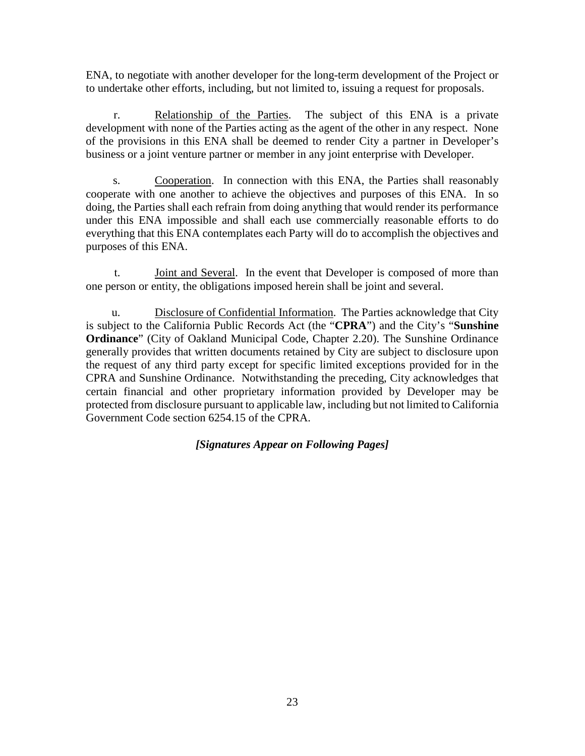ENA, to negotiate with another developer for the long-term development of the Project or to undertake other efforts, including, but not limited to, issuing a request for proposals.

r. Relationship of the Parties. The subject of this ENA is a private development with none of the Parties acting as the agent of the other in any respect. None of the provisions in this ENA shall be deemed to render City a partner in Developer's business or a joint venture partner or member in any joint enterprise with Developer.

s. Cooperation. In connection with this ENA, the Parties shall reasonably cooperate with one another to achieve the objectives and purposes of this ENA. In so doing, the Parties shall each refrain from doing anything that would render its performance under this ENA impossible and shall each use commercially reasonable efforts to do everything that this ENA contemplates each Party will do to accomplish the objectives and purposes of this ENA.

t. Joint and Several. In the event that Developer is composed of more than one person or entity, the obligations imposed herein shall be joint and several.

u. Disclosure of Confidential Information. The Parties acknowledge that City is subject to the California Public Records Act (the "**CPRA**") and the City's "**Sunshine Ordinance**" (City of Oakland Municipal Code, Chapter 2.20). The Sunshine Ordinance generally provides that written documents retained by City are subject to disclosure upon the request of any third party except for specific limited exceptions provided for in the CPRA and Sunshine Ordinance. Notwithstanding the preceding, City acknowledges that certain financial and other proprietary information provided by Developer may be protected from disclosure pursuant to applicable law, including but not limited to California Government Code section 6254.15 of the CPRA.

***[Signatures Appear on Following Pages]***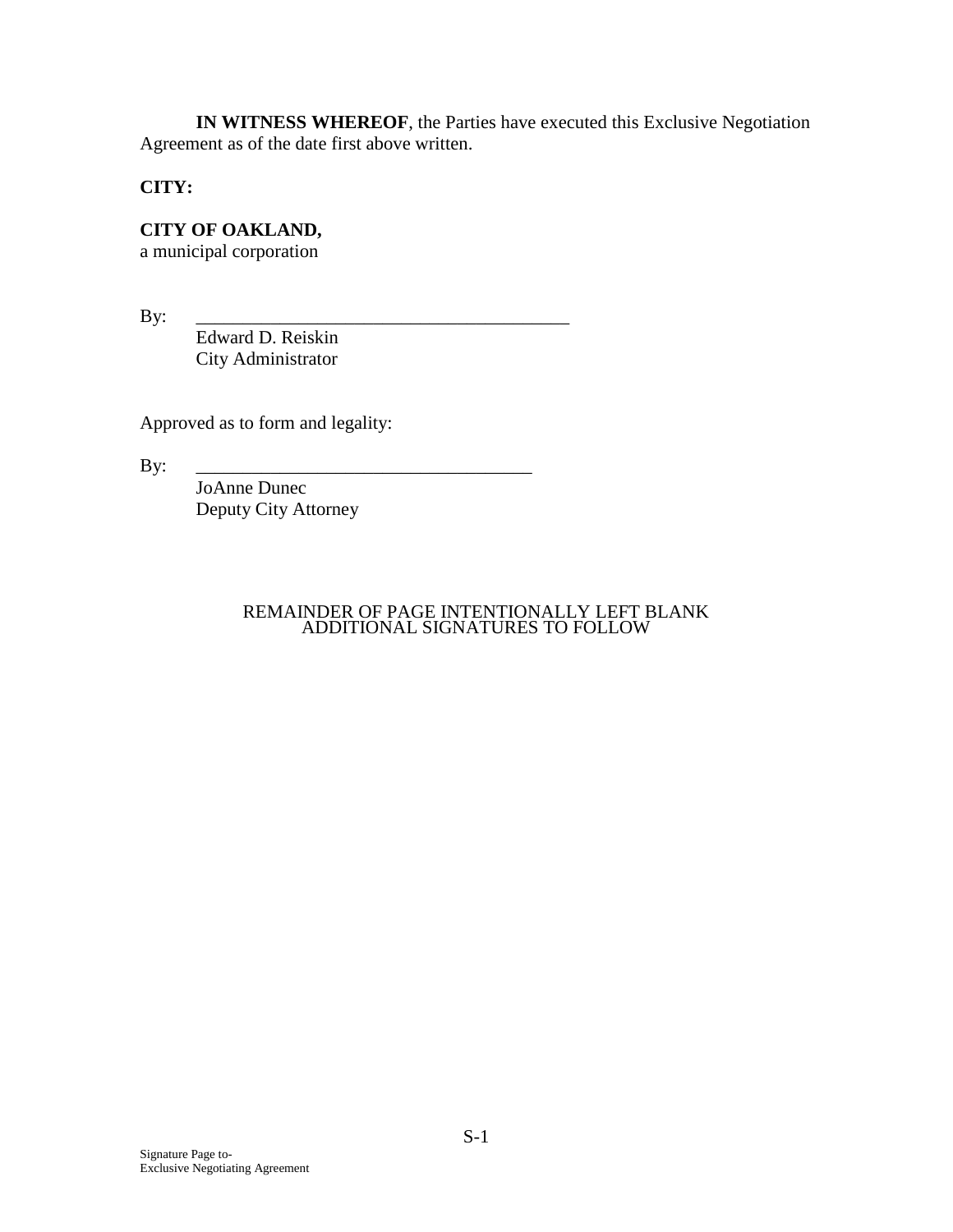**IN WITNESS WHEREOF**, the Parties have executed this Exclusive Negotiation Agreement as of the date first above written.

**CITY:**

**CITY OF OAKLAND,**
a municipal corporation

By: \_\_\_\_\_\_\_\_\_\_\_\_\_\_\_\_\_\_\_\_\_\_\_\_\_\_\_\_\_\_\_\_\_\_\_\_\_\_\_\_
Edward D. Reiskin
City Administrator

Approved as to form and legality:

By: \_\_\_\_\_\_\_\_\_\_\_\_\_\_\_\_\_\_\_\_\_\_\_\_\_\_\_\_\_\_\_\_\_\_\_\_\_
JoAnne Dunec
Deputy City Attorney

REMAINDER OF PAGE INTENTIONALLY LEFT BLANK
ADDITIONAL SIGNATURES TO FOLLOW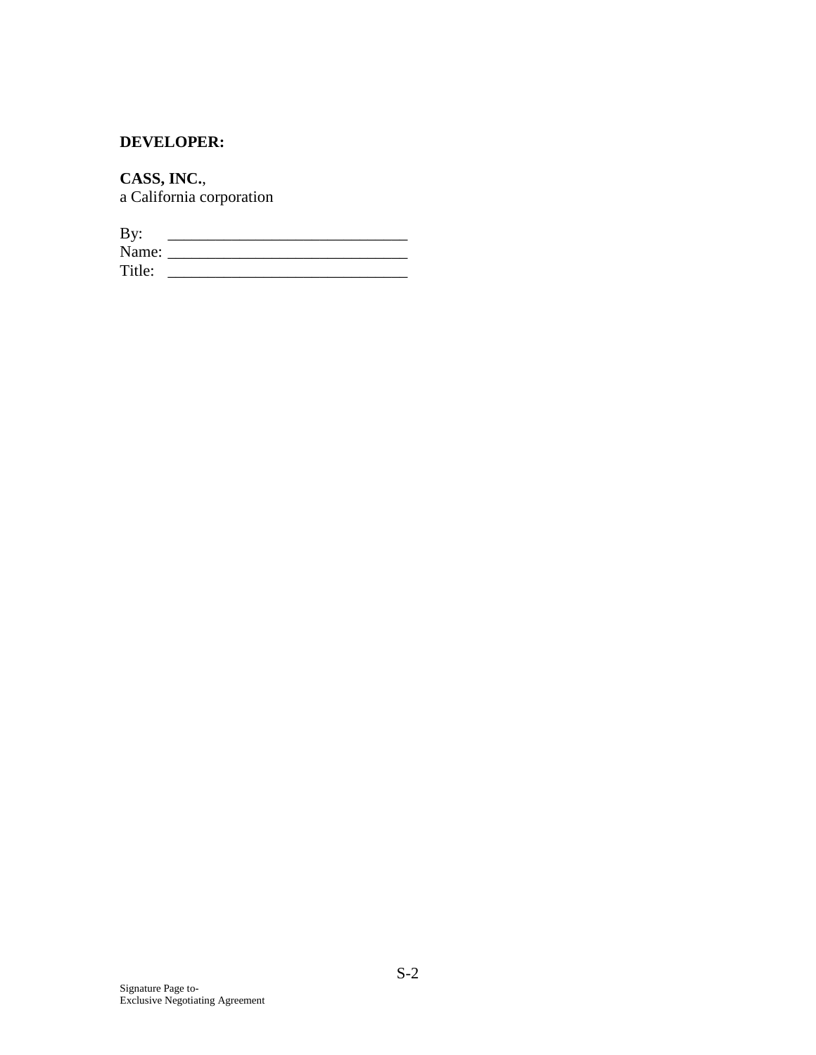**DEVELOPER:**

**CASS, INC.**,
a California corporation

By: ______________________________
Name: ______________________________
Title: ______________________________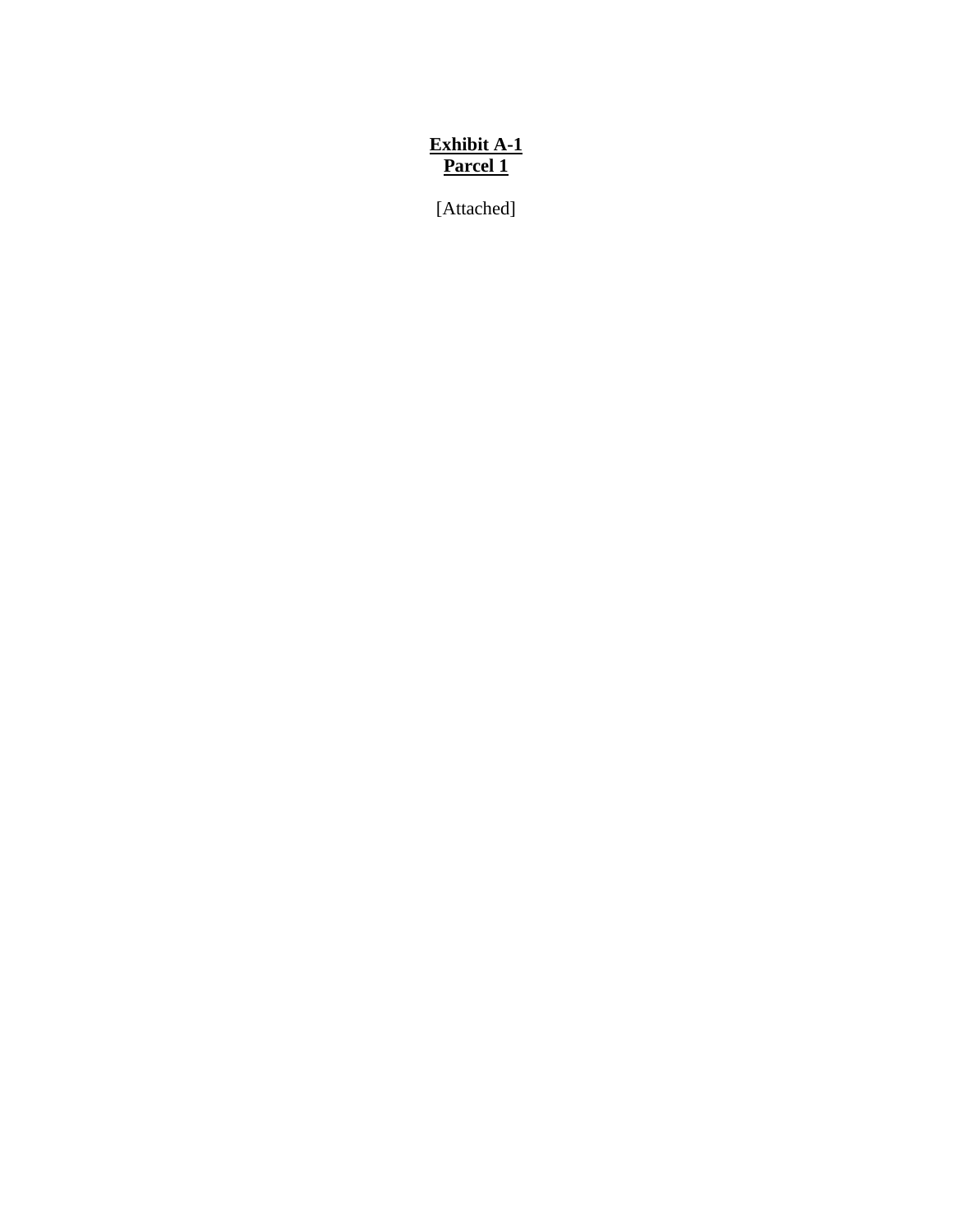**Exhibit A-1**
**Parcel 1**

[Attached]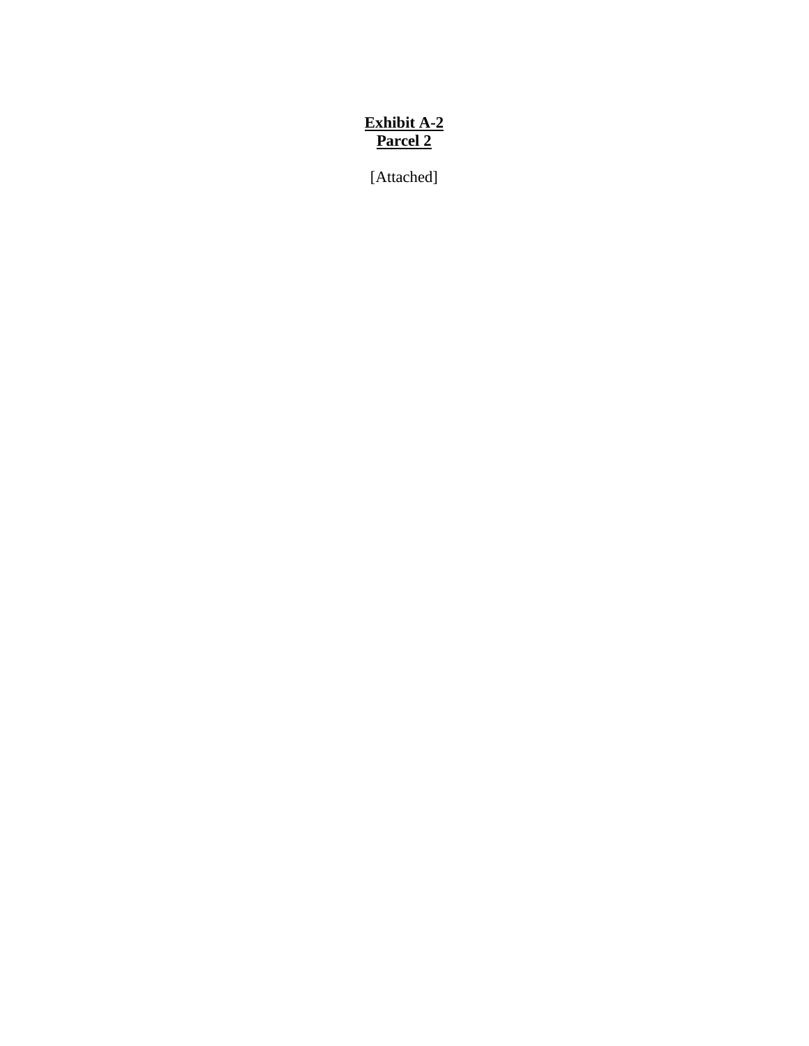**Exhibit A-2**
**Parcel 2**

[Attached]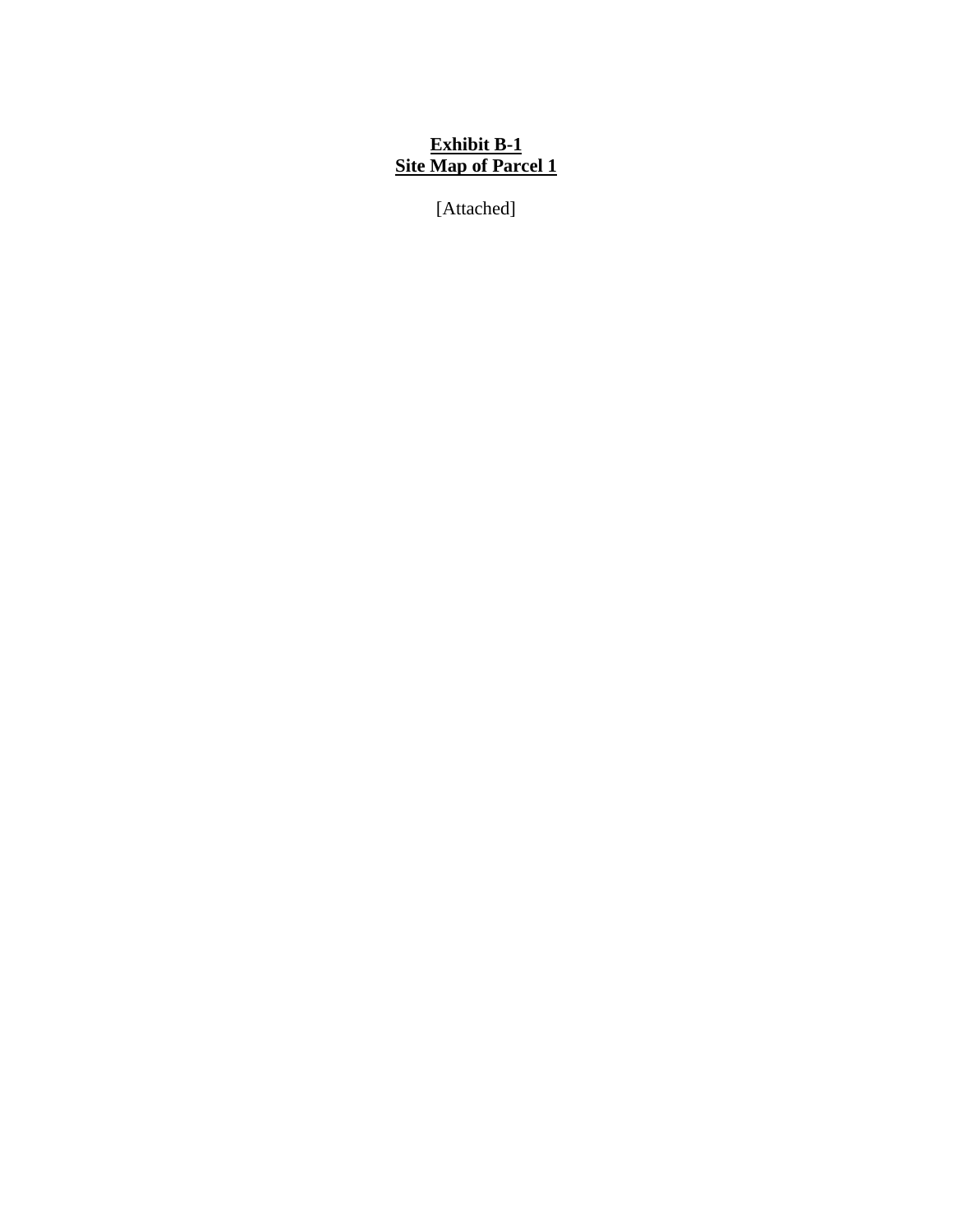**<u>Exhibit B-1</u>**
**<u>Site Map of Parcel 1</u>**

[Attached]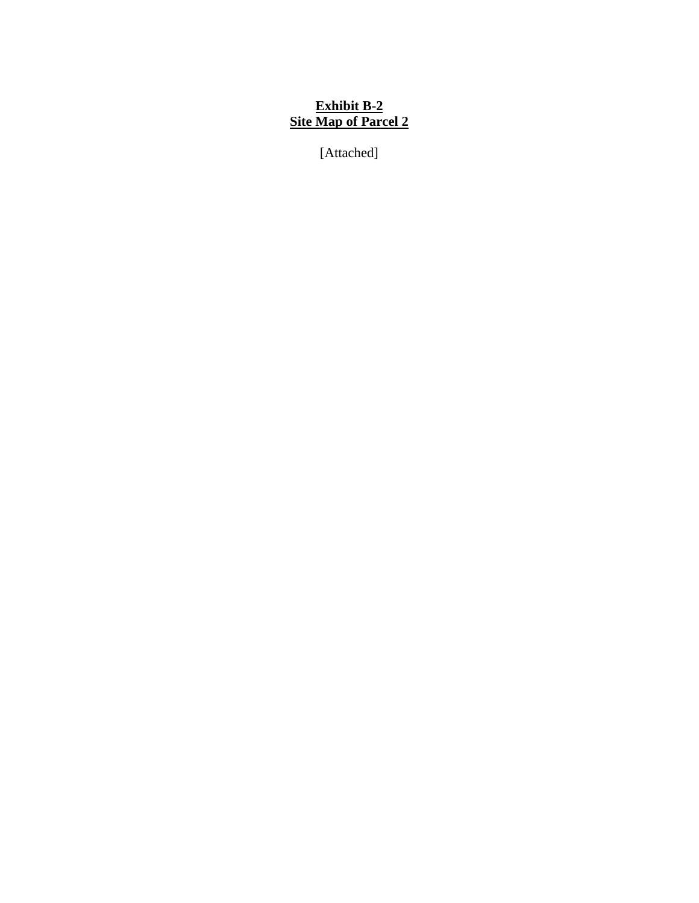**Exhibit B-2**
**Site Map of Parcel 2**

[Attached]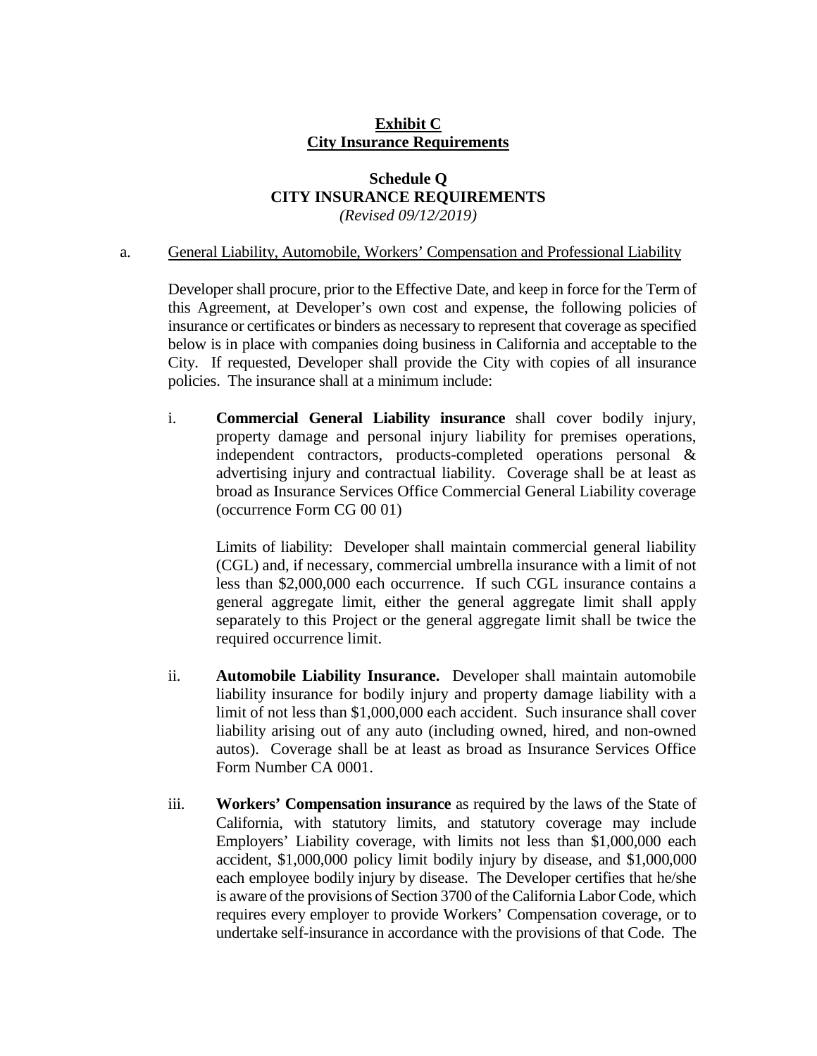## Exhibit C
## City Insurance Requirements

### Schedule Q
### CITY INSURANCE REQUIREMENTS
*(Revised 09/12/2019)*

a. General Liability, Automobile, Workers' Compensation and Professional Liability

Developer shall procure, prior to the Effective Date, and keep in force for the Term of this Agreement, at Developer's own cost and expense, the following policies of insurance or certificates or binders as necessary to represent that coverage as specified below is in place with companies doing business in California and acceptable to the City. If requested, Developer shall provide the City with copies of all insurance policies. The insurance shall at a minimum include:

i. **Commercial General Liability insurance** shall cover bodily injury, property damage and personal injury liability for premises operations, independent contractors, products-completed operations personal & advertising injury and contractual liability. Coverage shall be at least as broad as Insurance Services Office Commercial General Liability coverage (occurrence Form CG 00 01)

   Limits of liability: Developer shall maintain commercial general liability (CGL) and, if necessary, commercial umbrella insurance with a limit of not less than $2,000,000 each occurrence. If such CGL insurance contains a general aggregate limit, either the general aggregate limit shall apply separately to this Project or the general aggregate limit shall be twice the required occurrence limit.

ii. **Automobile Liability Insurance.** Developer shall maintain automobile liability insurance for bodily injury and property damage liability with a limit of not less than $1,000,000 each accident. Such insurance shall cover liability arising out of any auto (including owned, hired, and non-owned autos). Coverage shall be at least as broad as Insurance Services Office Form Number CA 0001.

iii. **Workers' Compensation insurance** as required by the laws of the State of California, with statutory limits, and statutory coverage may include Employers' Liability coverage, with limits not less than $1,000,000 each accident, $1,000,000 policy limit bodily injury by disease, and $1,000,000 each employee bodily injury by disease. The Developer certifies that he/she is aware of the provisions of Section 3700 of the California Labor Code, which requires every employer to provide Workers' Compensation coverage, or to undertake self-insurance in accordance with the provisions of that Code. The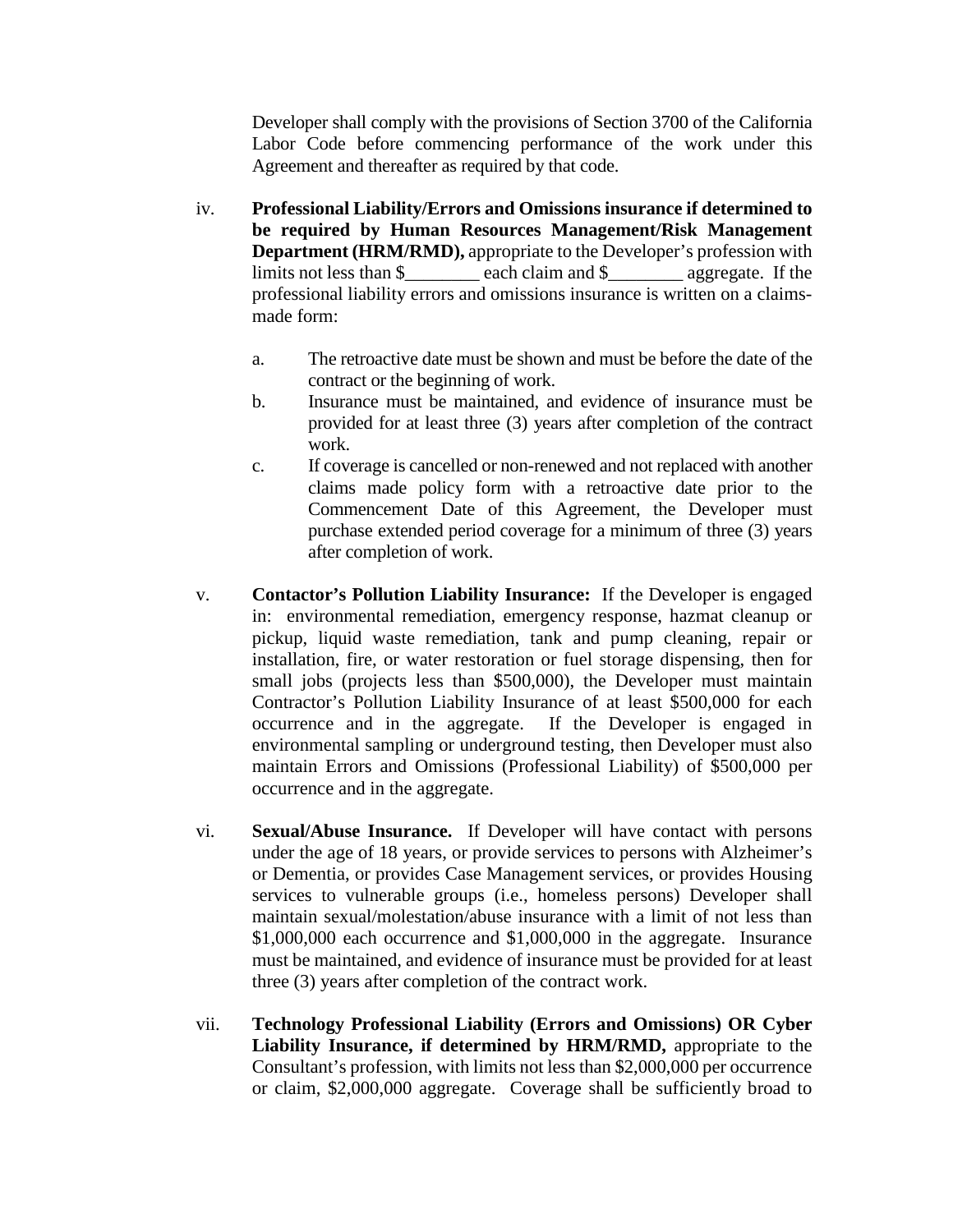Developer shall comply with the provisions of Section 3700 of the California Labor Code before commencing performance of the work under this Agreement and thereafter as required by that code.

iv. **Professional Liability/Errors and Omissions insurance if determined to be required by Human Resources Management/Risk Management Department (HRM/RMD),** appropriate to the Developer's profession with limits not less than $________ each claim and $________ aggregate. If the professional liability errors and omissions insurance is written on a claims-made form:

   a. The retroactive date must be shown and must be before the date of the contract or the beginning of work.
   b. Insurance must be maintained, and evidence of insurance must be provided for at least three (3) years after completion of the contract work.
   c. If coverage is cancelled or non-renewed and not replaced with another claims made policy form with a retroactive date prior to the Commencement Date of this Agreement, the Developer must purchase extended period coverage for a minimum of three (3) years after completion of work.

v. **Contactor's Pollution Liability Insurance:** If the Developer is engaged in: environmental remediation, emergency response, hazmat cleanup or pickup, liquid waste remediation, tank and pump cleaning, repair or installation, fire, or water restoration or fuel storage dispensing, then for small jobs (projects less than $500,000), the Developer must maintain Contractor's Pollution Liability Insurance of at least $500,000 for each occurrence and in the aggregate. If the Developer is engaged in environmental sampling or underground testing, then Developer must also maintain Errors and Omissions (Professional Liability) of $500,000 per occurrence and in the aggregate.

vi. **Sexual/Abuse Insurance.** If Developer will have contact with persons under the age of 18 years, or provide services to persons with Alzheimer's or Dementia, or provides Case Management services, or provides Housing services to vulnerable groups (i.e., homeless persons) Developer shall maintain sexual/molestation/abuse insurance with a limit of not less than $1,000,000 each occurrence and $1,000,000 in the aggregate. Insurance must be maintained, and evidence of insurance must be provided for at least three (3) years after completion of the contract work.

vii. **Technology Professional Liability (Errors and Omissions) OR Cyber Liability Insurance, if determined by HRM/RMD,** appropriate to the Consultant's profession, with limits not less than $2,000,000 per occurrence or claim, $2,000,000 aggregate. Coverage shall be sufficiently broad to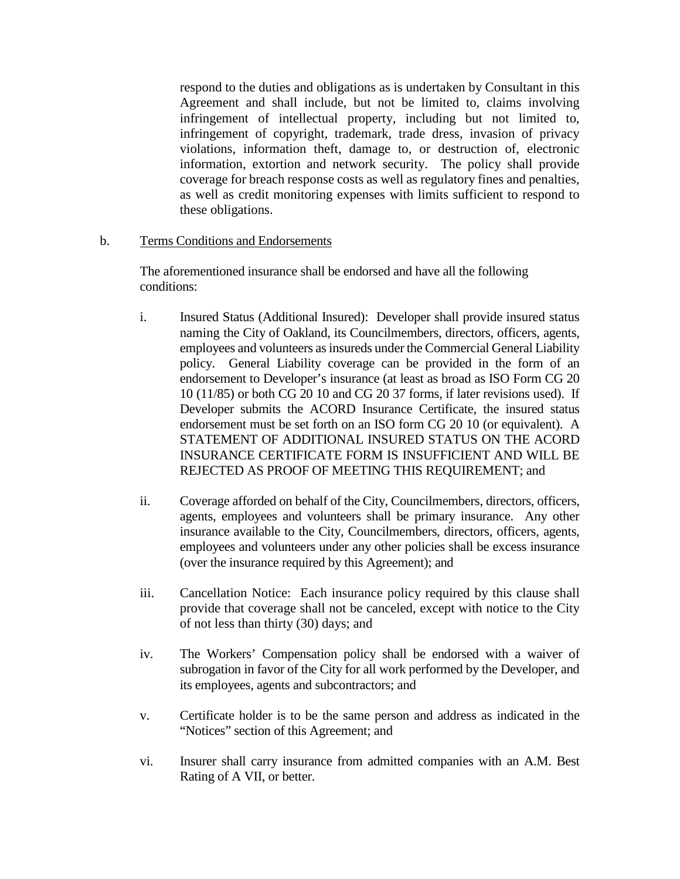respond to the duties and obligations as is undertaken by Consultant in this Agreement and shall include, but not be limited to, claims involving infringement of intellectual property, including but not limited to, infringement of copyright, trademark, trade dress, invasion of privacy violations, information theft, damage to, or destruction of, electronic information, extortion and network security. The policy shall provide coverage for breach response costs as well as regulatory fines and penalties, as well as credit monitoring expenses with limits sufficient to respond to these obligations.

b. <u>Terms Conditions and Endorsements</u>

The aforementioned insurance shall be endorsed and have all the following conditions:

i. Insured Status (Additional Insured): Developer shall provide insured status naming the City of Oakland, its Councilmembers, directors, officers, agents, employees and volunteers as insureds under the Commercial General Liability policy. General Liability coverage can be provided in the form of an endorsement to Developer's insurance (at least as broad as ISO Form CG 20 10 (11/85) or both CG 20 10 and CG 20 37 forms, if later revisions used). If Developer submits the ACORD Insurance Certificate, the insured status endorsement must be set forth on an ISO form CG 20 10 (or equivalent). A STATEMENT OF ADDITIONAL INSURED STATUS ON THE ACORD INSURANCE CERTIFICATE FORM IS INSUFFICIENT AND WILL BE REJECTED AS PROOF OF MEETING THIS REQUIREMENT; and

ii. Coverage afforded on behalf of the City, Councilmembers, directors, officers, agents, employees and volunteers shall be primary insurance. Any other insurance available to the City, Councilmembers, directors, officers, agents, employees and volunteers under any other policies shall be excess insurance (over the insurance required by this Agreement); and

iii. Cancellation Notice: Each insurance policy required by this clause shall provide that coverage shall not be canceled, except with notice to the City of not less than thirty (30) days; and

iv. The Workers' Compensation policy shall be endorsed with a waiver of subrogation in favor of the City for all work performed by the Developer, and its employees, agents and subcontractors; and

v. Certificate holder is to be the same person and address as indicated in the "Notices" section of this Agreement; and

vi. Insurer shall carry insurance from admitted companies with an A.M. Best Rating of A VII, or better.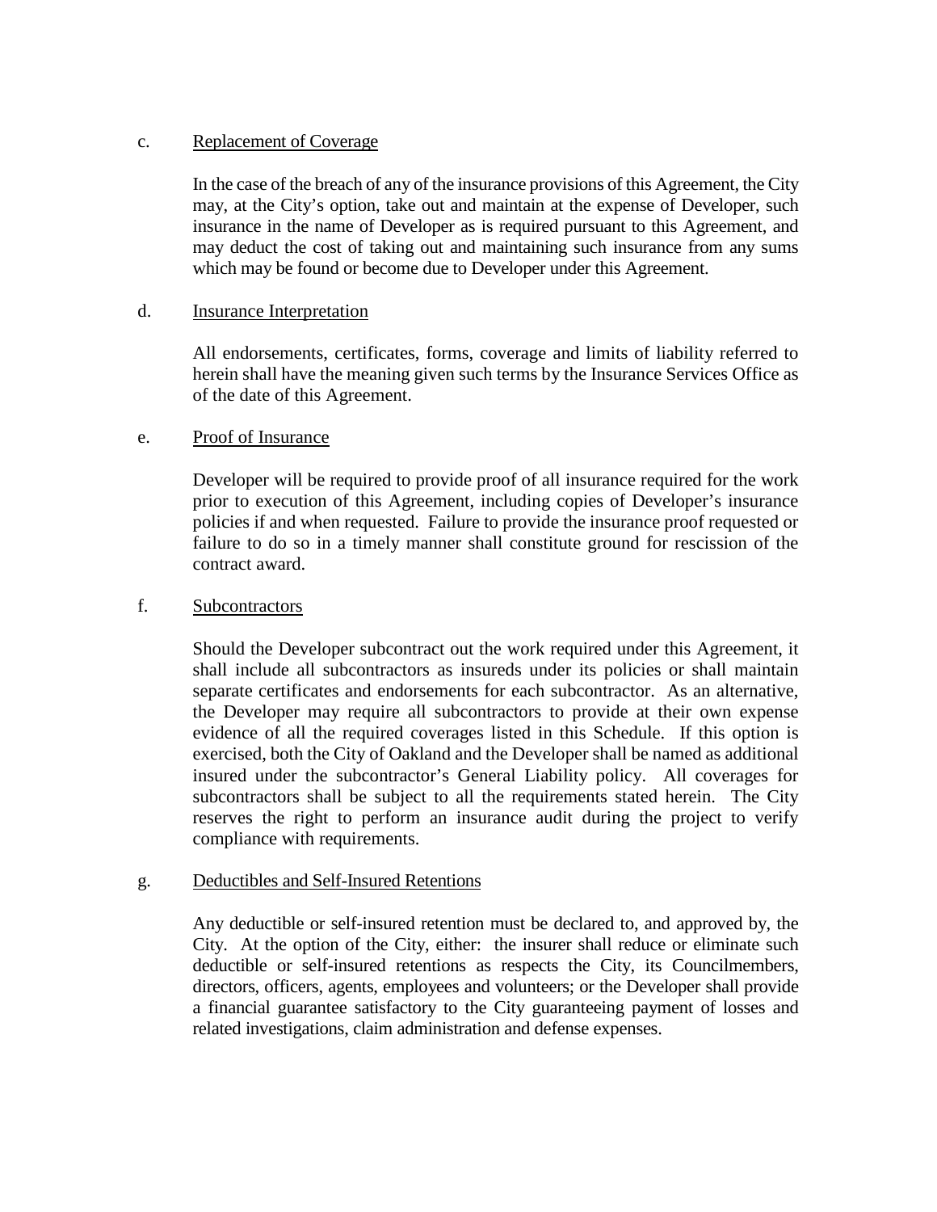c. <u>Replacement of Coverage</u>

In the case of the breach of any of the insurance provisions of this Agreement, the City may, at the City's option, take out and maintain at the expense of Developer, such insurance in the name of Developer as is required pursuant to this Agreement, and may deduct the cost of taking out and maintaining such insurance from any sums which may be found or become due to Developer under this Agreement.

d. <u>Insurance Interpretation</u>

All endorsements, certificates, forms, coverage and limits of liability referred to herein shall have the meaning given such terms by the Insurance Services Office as of the date of this Agreement.

e. <u>Proof of Insurance</u>

Developer will be required to provide proof of all insurance required for the work prior to execution of this Agreement, including copies of Developer's insurance policies if and when requested. Failure to provide the insurance proof requested or failure to do so in a timely manner shall constitute ground for rescission of the contract award.

f. <u>Subcontractors</u>

Should the Developer subcontract out the work required under this Agreement, it shall include all subcontractors as insureds under its policies or shall maintain separate certificates and endorsements for each subcontractor. As an alternative, the Developer may require all subcontractors to provide at their own expense evidence of all the required coverages listed in this Schedule. If this option is exercised, both the City of Oakland and the Developer shall be named as additional insured under the subcontractor's General Liability policy. All coverages for subcontractors shall be subject to all the requirements stated herein. The City reserves the right to perform an insurance audit during the project to verify compliance with requirements.

g. <u>Deductibles and Self-Insured Retentions</u>

Any deductible or self-insured retention must be declared to, and approved by, the City. At the option of the City, either: the insurer shall reduce or eliminate such deductible or self-insured retentions as respects the City, its Councilmembers, directors, officers, agents, employees and volunteers; or the Developer shall provide a financial guarantee satisfactory to the City guaranteeing payment of losses and related investigations, claim administration and defense expenses.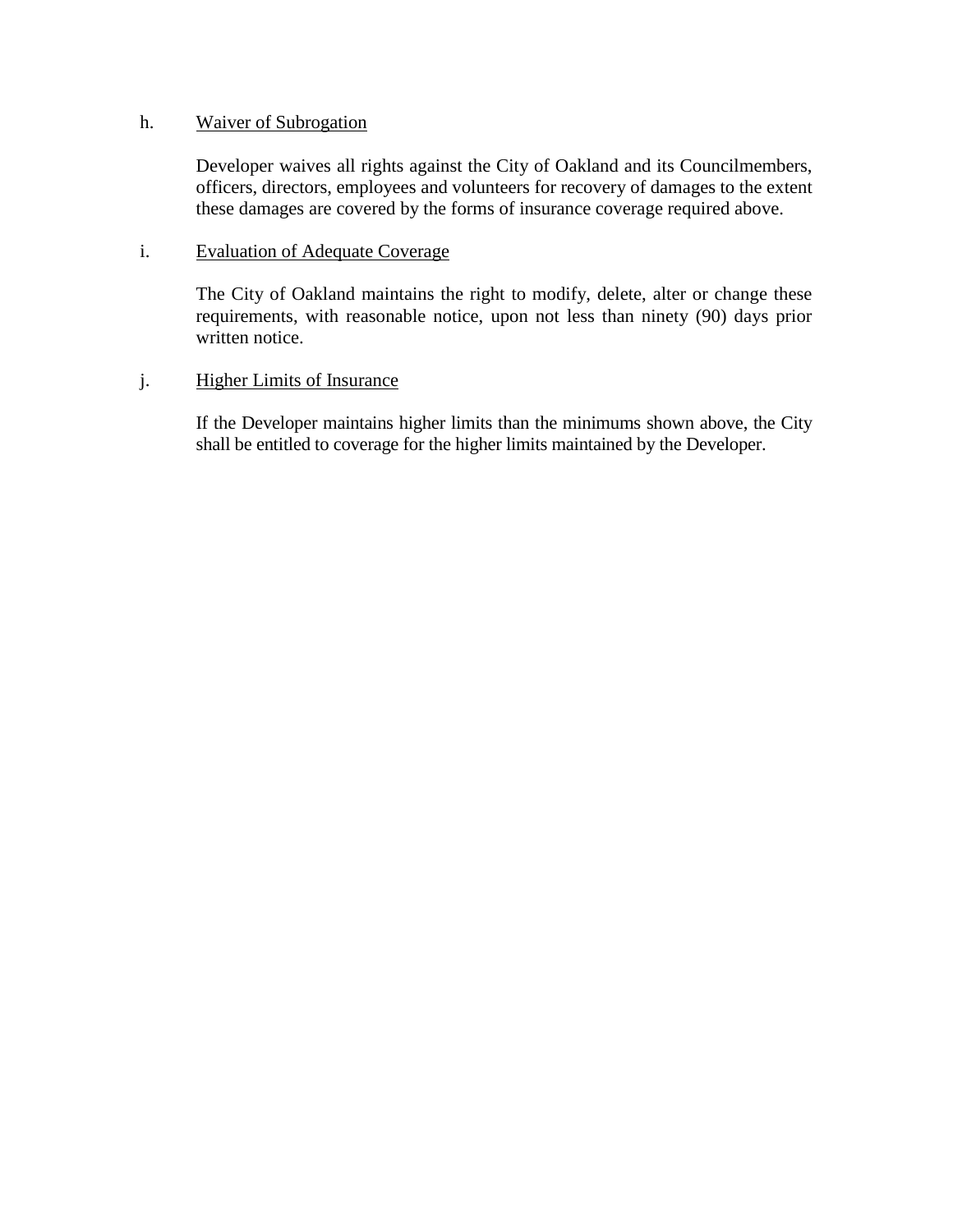h. <u>Waiver of Subrogation</u>

Developer waives all rights against the City of Oakland and its Councilmembers, officers, directors, employees and volunteers for recovery of damages to the extent these damages are covered by the forms of insurance coverage required above.

i. <u>Evaluation of Adequate Coverage</u>

The City of Oakland maintains the right to modify, delete, alter or change these requirements, with reasonable notice, upon not less than ninety (90) days prior written notice.

j. <u>Higher Limits of Insurance</u>

If the Developer maintains higher limits than the minimums shown above, the City shall be entitled to coverage for the higher limits maintained by the Developer.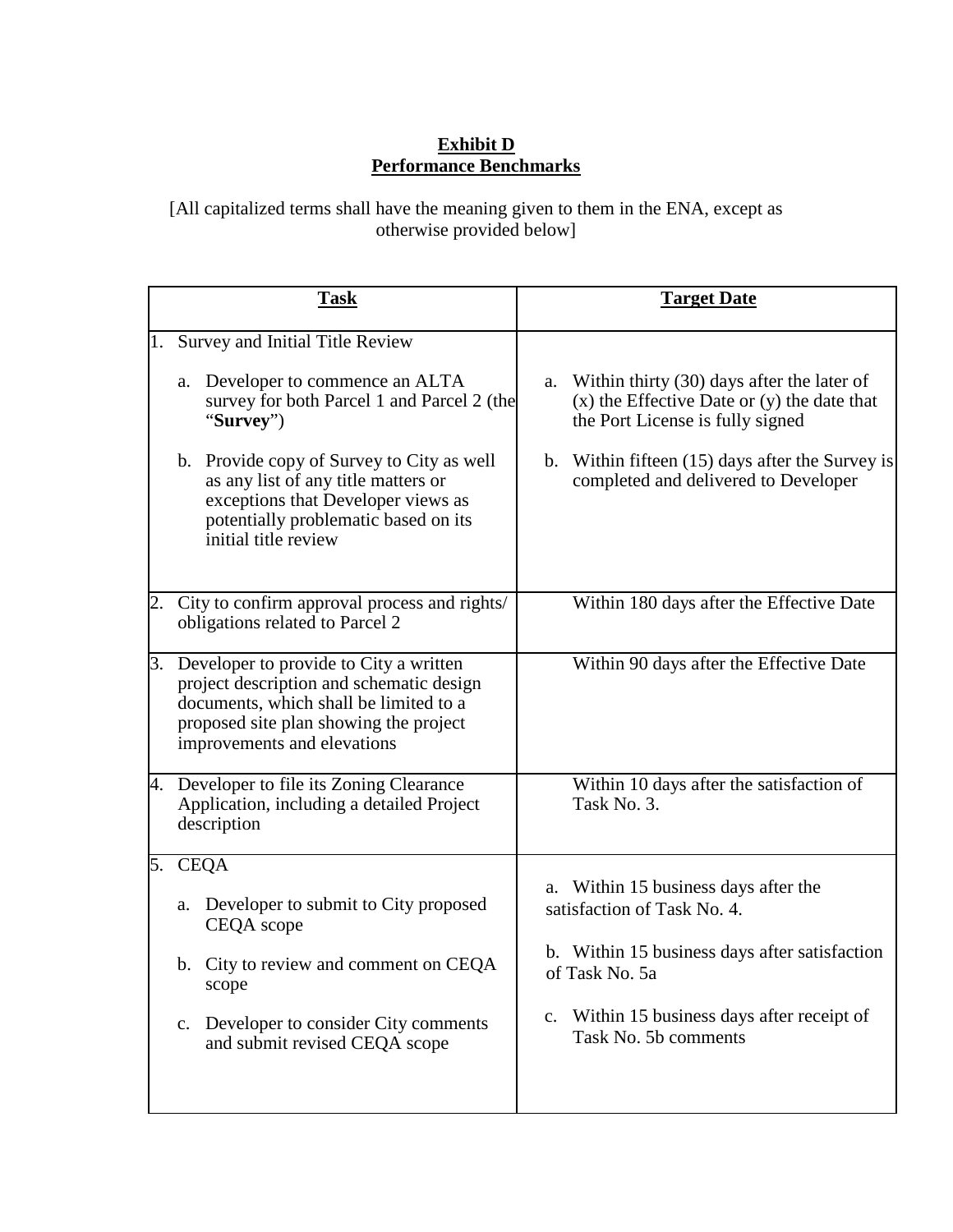**Exhibit D**
**Performance Benchmarks**

[All capitalized terms shall have the meaning given to them in the ENA, except as otherwise provided below]

| **Task** | **Target Date** |
|---|---|
| 1. Survey and Initial Title Review<br><br>a. Developer to commence an ALTA survey for both Parcel 1 and Parcel 2 (the "**Survey**")<br><br>b. Provide copy of Survey to City as well as any list of any title matters or exceptions that Developer views as potentially problematic based on its initial title review | <br><br>a. Within thirty (30) days after the later of (x) the Effective Date or (y) the date that the Port License is fully signed<br><br>b. Within fifteen (15) days after the Survey is completed and delivered to Developer |
| 2. City to confirm approval process and rights/ obligations related to Parcel 2 | Within 180 days after the Effective Date |
| 3. Developer to provide to City a written project description and schematic design documents, which shall be limited to a proposed site plan showing the project improvements and elevations | Within 90 days after the Effective Date |
| 4. Developer to file its Zoning Clearance Application, including a detailed Project description | Within 10 days after the satisfaction of Task No. 3. |
| 5. CEQA<br><br>a. Developer to submit to City proposed CEQA scope<br><br>b. City to review and comment on CEQA scope<br><br>c. Developer to consider City comments and submit revised CEQA scope | <br><br>a. Within 15 business days after the satisfaction of Task No. 4.<br><br>b. Within 15 business days after satisfaction of Task No. 5a<br><br>c. Within 15 business days after receipt of Task No. 5b comments |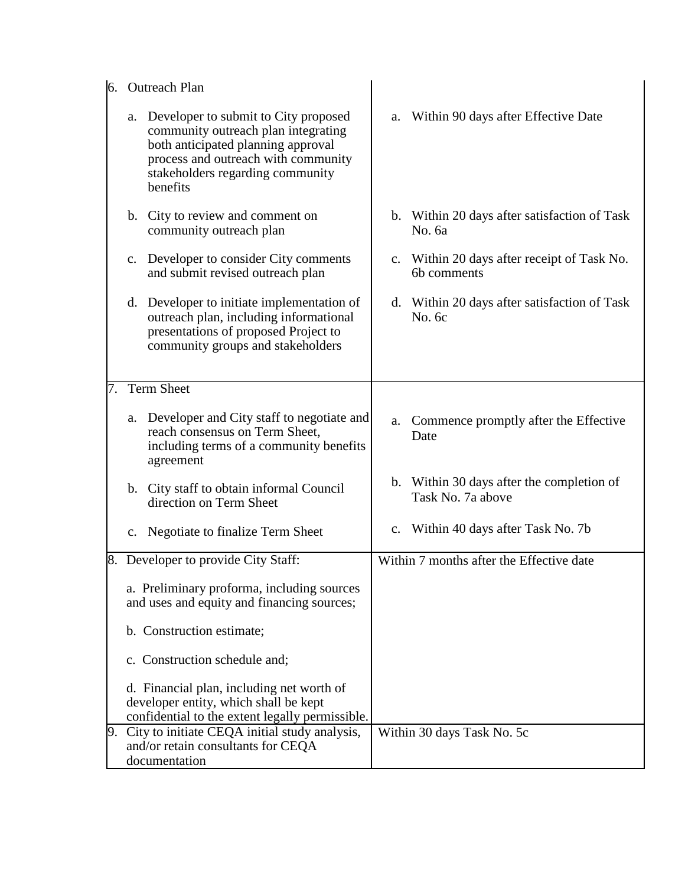| | |
|---|---|
| 6. Outreach Plan<br><br>a. Developer to submit to City proposed community outreach plan integrating both anticipated planning approval process and outreach with community stakeholders regarding community benefits<br><br>b. City to review and comment on community outreach plan<br><br>c. Developer to consider City comments and submit revised outreach plan<br><br>d. Developer to initiate implementation of outreach plan, including informational presentations of proposed Project to community groups and stakeholders | <br><br>a. Within 90 days after Effective Date<br><br>b. Within 20 days after satisfaction of Task No. 6a<br><br>c. Within 20 days after receipt of Task No. 6b comments<br><br>d. Within 20 days after satisfaction of Task No. 6c |
| 7. Term Sheet<br><br>a. Developer and City staff to negotiate and reach consensus on Term Sheet, including terms of a community benefits agreement<br><br>b. City staff to obtain informal Council direction on Term Sheet<br><br>c. Negotiate to finalize Term Sheet | <br><br>a. Commence promptly after the Effective Date<br><br>b. Within 30 days after the completion of Task No. 7a above<br><br>c. Within 40 days after Task No. 7b |
| 8. Developer to provide City Staff:<br><br>a. Preliminary proforma, including sources and uses and equity and financing sources;<br><br>b. Construction estimate;<br><br>c. Construction schedule and;<br><br>d. Financial plan, including net worth of developer entity, which shall be kept confidential to the extent legally permissible. | Within 7 months after the Effective date |
| 9. City to initiate CEQA initial study analysis, and/or retain consultants for CEQA documentation | Within 30 days Task No. 5c |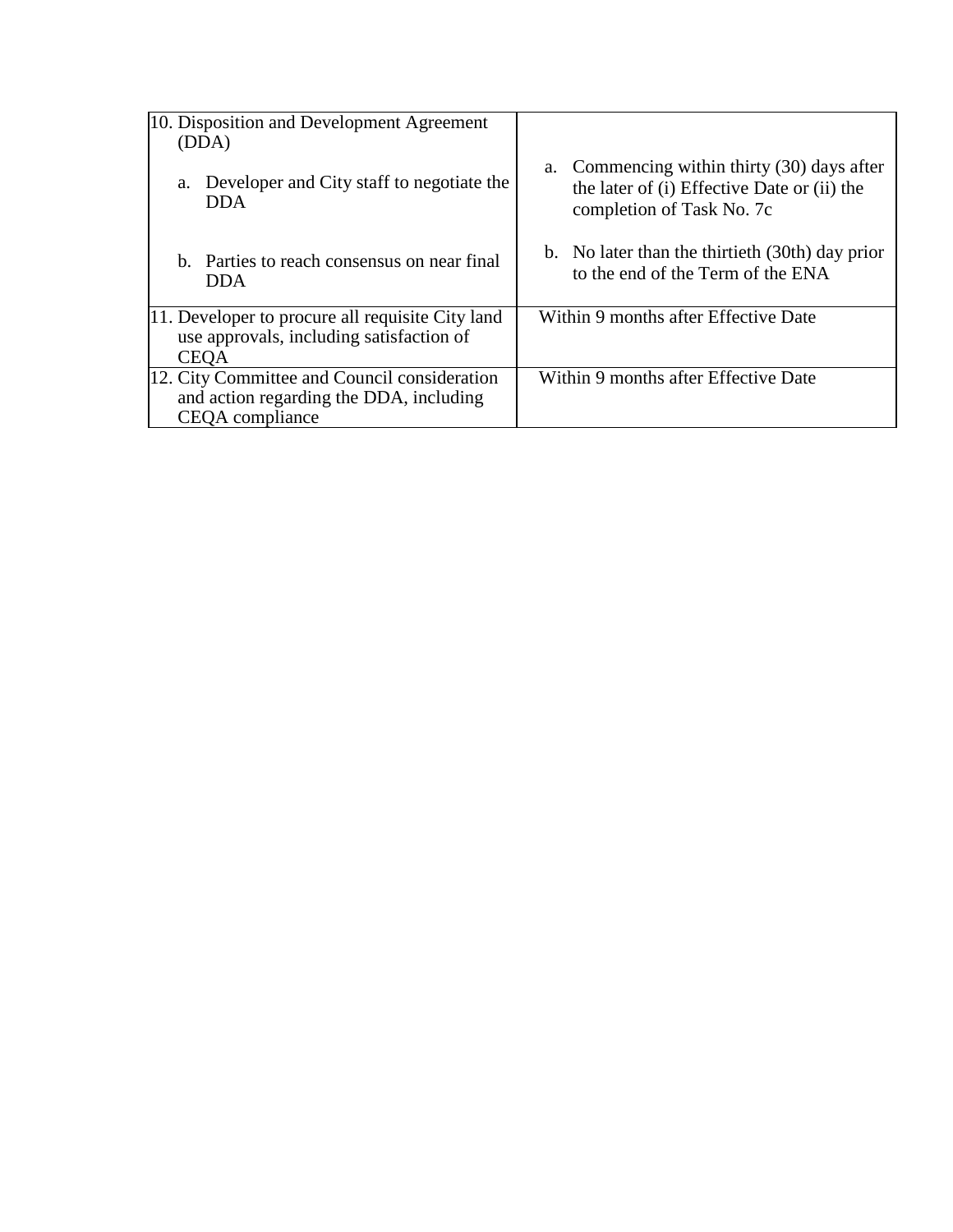| | |
|---|---|
| 10. Disposition and Development Agreement (DDA)<br><br>a. Developer and City staff to negotiate the DDA<br><br>b. Parties to reach consensus on near final DDA | <br><br>a. Commencing within thirty (30) days after the later of (i) Effective Date or (ii) the completion of Task No. 7c<br><br>b. No later than the thirtieth (30th) day prior to the end of the Term of the ENA |
| 11. Developer to procure all requisite City land use approvals, including satisfaction of CEQA | Within 9 months after Effective Date |
| 12. City Committee and Council consideration and action regarding the DDA, including CEQA compliance | Within 9 months after Effective Date |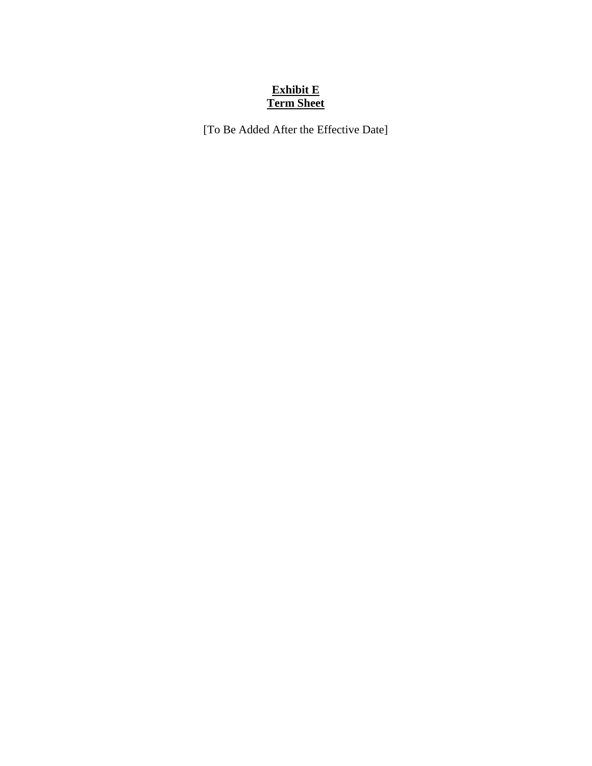## **Exhibit E**
## **Term Sheet**

[To Be Added After the Effective Date]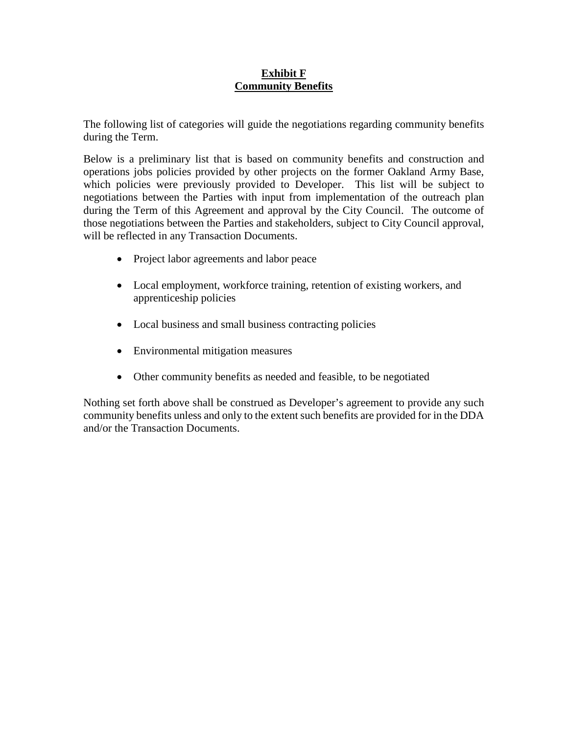# **Exhibit F**
# **Community Benefits**

The following list of categories will guide the negotiations regarding community benefits during the Term.

Below is a preliminary list that is based on community benefits and construction and operations jobs policies provided by other projects on the former Oakland Army Base, which policies were previously provided to Developer. This list will be subject to negotiations between the Parties with input from implementation of the outreach plan during the Term of this Agreement and approval by the City Council. The outcome of those negotiations between the Parties and stakeholders, subject to City Council approval, will be reflected in any Transaction Documents.

- Project labor agreements and labor peace
- Local employment, workforce training, retention of existing workers, and apprenticeship policies
- Local business and small business contracting policies
- Environmental mitigation measures
- Other community benefits as needed and feasible, to be negotiated

Nothing set forth above shall be construed as Developer's agreement to provide any such community benefits unless and only to the extent such benefits are provided for in the DDA and/or the Transaction Documents.